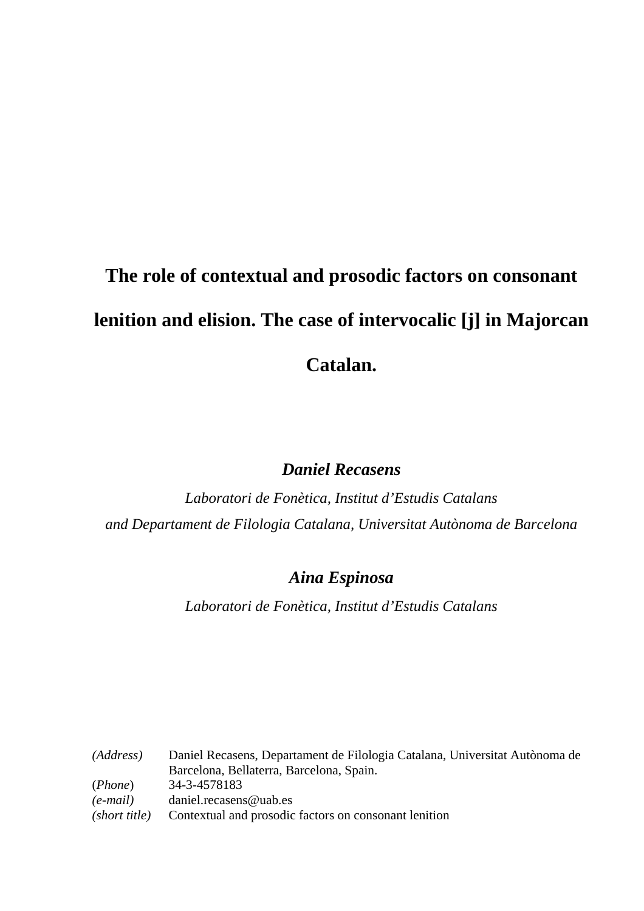# The role of contextual and prosodic factors on consonant lenition and elision. The case of intervocalic [j] in Majorcan Catalan.

***Daniel Recasens***

*Laboratori de Fonètica, Institut d'Estudis Catalans*

*and Departament de Filologia Catalana, Universitat Autònoma de Barcelona*

***Aina Espinosa***

*Laboratori de Fonètica, Institut d'Estudis Catalans*

| | |
|---|---|
| *(Address)* | Daniel Recasens, Departament de Filologia Catalana, Universitat Autònoma de Barcelona, Bellaterra, Barcelona, Spain. |
| (*Phone*) | 34-3-4578183 |
| *(e-mail)* | daniel.recasens@uab.es |
| *(short title)* | Contextual and prosodic factors on consonant lenition |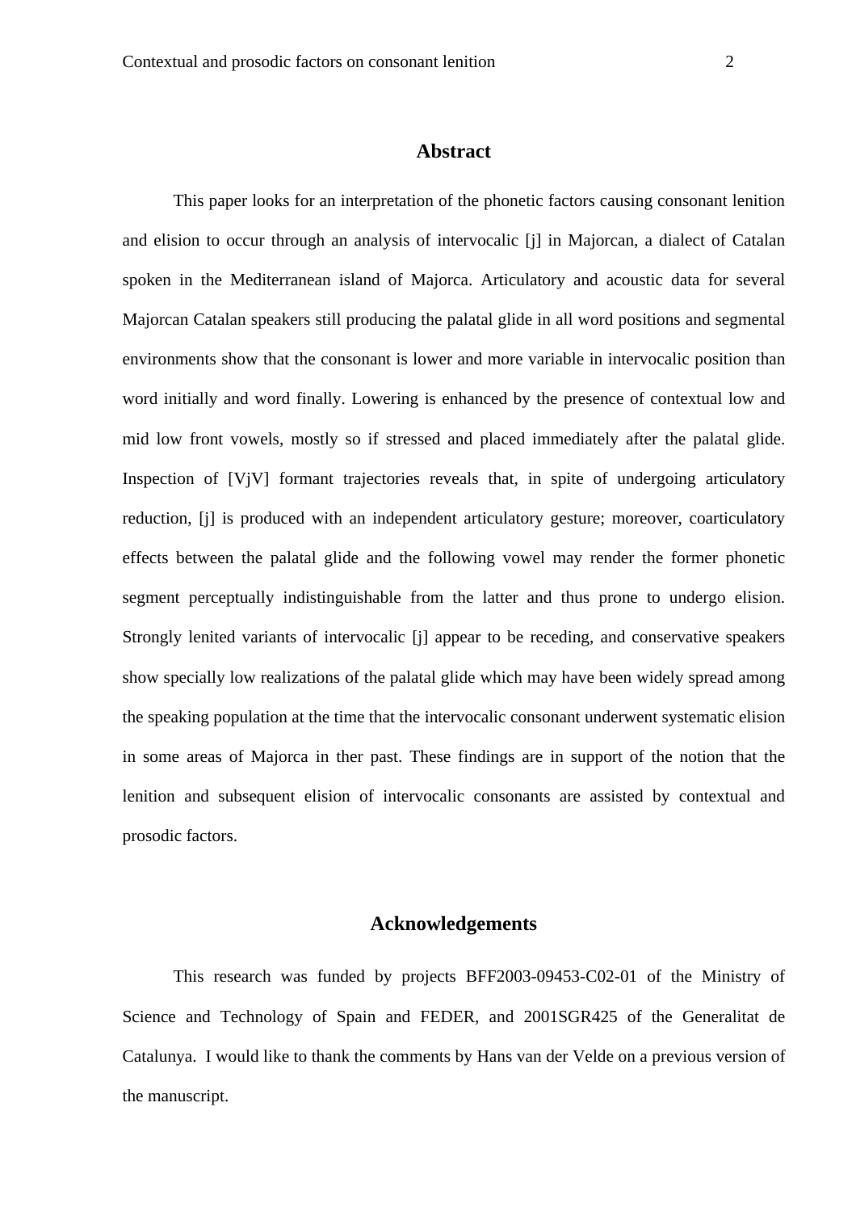## Abstract

This paper looks for an interpretation of the phonetic factors causing consonant lenition and elision to occur through an analysis of intervocalic [j] in Majorcan, a dialect of Catalan spoken in the Mediterranean island of Majorca. Articulatory and acoustic data for several Majorcan Catalan speakers still producing the palatal glide in all word positions and segmental environments show that the consonant is lower and more variable in intervocalic position than word initially and word finally. Lowering is enhanced by the presence of contextual low and mid low front vowels, mostly so if stressed and placed immediately after the palatal glide. Inspection of [VjV] formant trajectories reveals that, in spite of undergoing articulatory reduction, [j] is produced with an independent articulatory gesture; moreover, coarticulatory effects between the palatal glide and the following vowel may render the former phonetic segment perceptually indistinguishable from the latter and thus prone to undergo elision. Strongly lenited variants of intervocalic [j] appear to be receding, and conservative speakers show specially low realizations of the palatal glide which may have been widely spread among the speaking population at the time that the intervocalic consonant underwent systematic elision in some areas of Majorca in ther past. These findings are in support of the notion that the lenition and subsequent elision of intervocalic consonants are assisted by contextual and prosodic factors.

## Acknowledgements

This research was funded by projects BFF2003-09453-C02-01 of the Ministry of Science and Technology of Spain and FEDER, and 2001SGR425 of the Generalitat de Catalunya. I would like to thank the comments by Hans van der Velde on a previous version of the manuscript.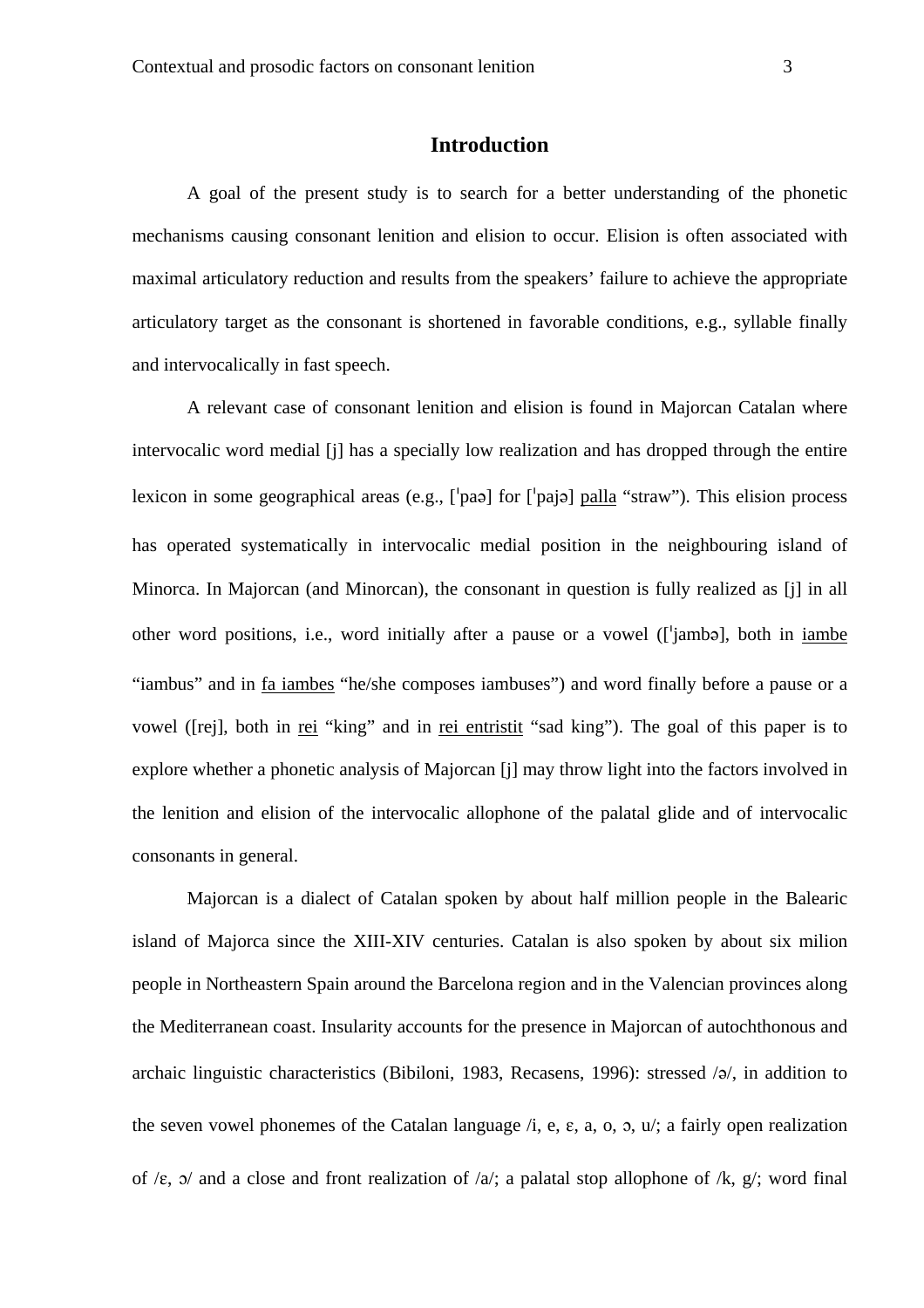## Introduction

A goal of the present study is to search for a better understanding of the phonetic mechanisms causing consonant lenition and elision to occur. Elision is often associated with maximal articulatory reduction and results from the speakers' failure to achieve the appropriate articulatory target as the consonant is shortened in favorable conditions, e.g., syllable finally and intervocalically in fast speech.

A relevant case of consonant lenition and elision is found in Majorcan Catalan where intervocalic word medial [j] has a specially low realization and has dropped through the entire lexicon in some geographical areas (e.g., [ˈpaə] for [ˈpajə] <u>palla</u> "straw"). This elision process has operated systematically in intervocalic medial position in the neighbouring island of Minorca. In Majorcan (and Minorcan), the consonant in question is fully realized as [j] in all other word positions, i.e., word initially after a pause or a vowel ([ˈjambə], both in <u>iambe</u> "iambus" and in <u>fa iambes</u> "he/she composes iambuses") and word finally before a pause or a vowel ([rej], both in <u>rei</u> "king" and in <u>rei entristit</u> "sad king"). The goal of this paper is to explore whether a phonetic analysis of Majorcan [j] may throw light into the factors involved in the lenition and elision of the intervocalic allophone of the palatal glide and of intervocalic consonants in general.

Majorcan is a dialect of Catalan spoken by about half million people in the Balearic island of Majorca since the XIII-XIV centuries. Catalan is also spoken by about six milion people in Northeastern Spain around the Barcelona region and in the Valencian provinces along the Mediterranean coast. Insularity accounts for the presence in Majorcan of autochthonous and archaic linguistic characteristics (Bibiloni, 1983, Recasens, 1996): stressed /ə/, in addition to the seven vowel phonemes of the Catalan language /i, e, ɛ, a, o, ɔ, u/; a fairly open realization of /ɛ, ɔ/ and a close and front realization of /a/; a palatal stop allophone of /k, g/; word final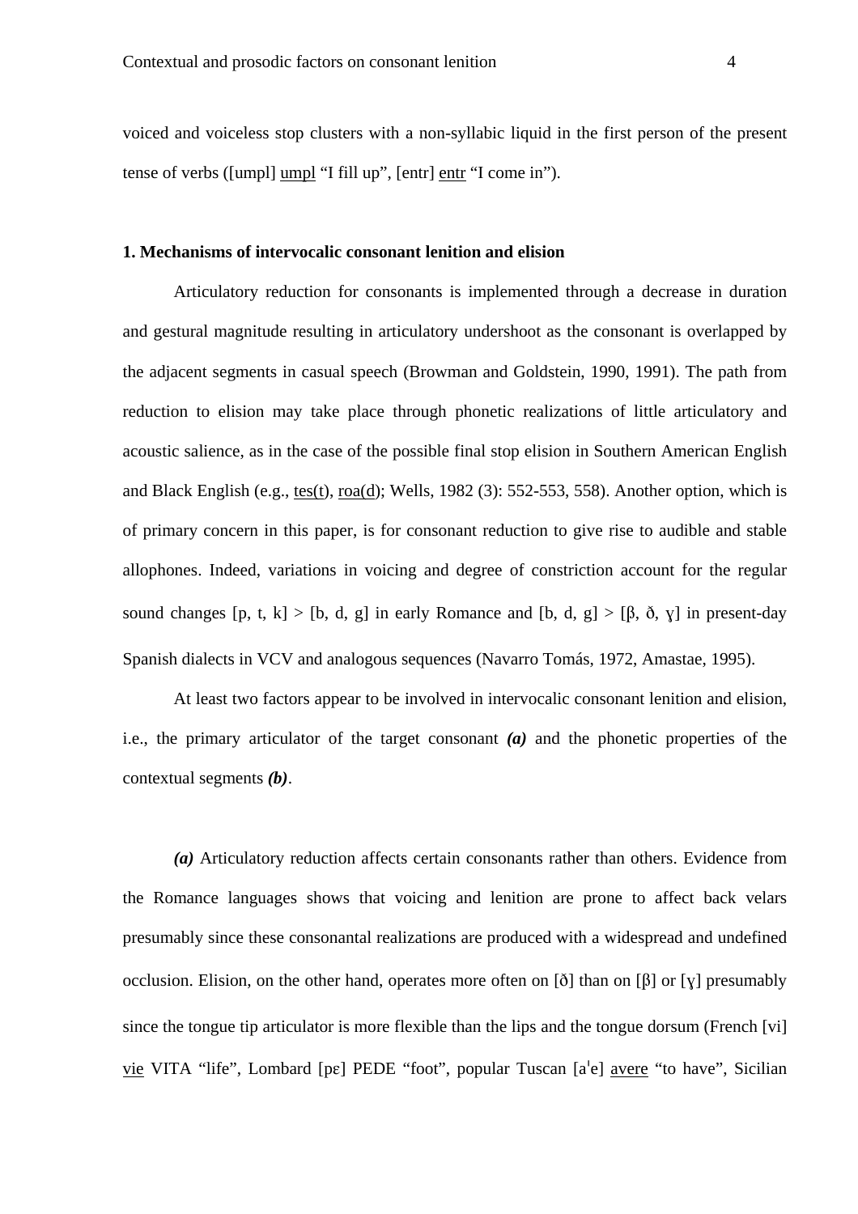voiced and voiceless stop clusters with a non-syllabic liquid in the first person of the present tense of verbs ([umpl] <u>umpl</u> "I fill up", [entr] <u>entr</u> "I come in").

**1. Mechanisms of intervocalic consonant lenition and elision**

Articulatory reduction for consonants is implemented through a decrease in duration and gestural magnitude resulting in articulatory undershoot as the consonant is overlapped by the adjacent segments in casual speech (Browman and Goldstein, 1990, 1991). The path from reduction to elision may take place through phonetic realizations of little articulatory and acoustic salience, as in the case of the possible final stop elision in Southern American English and Black English (e.g., <u>tes(t)</u>, <u>roa(d)</u>; Wells, 1982 (3): 552-553, 558). Another option, which is of primary concern in this paper, is for consonant reduction to give rise to audible and stable allophones. Indeed, variations in voicing and degree of constriction account for the regular sound changes [p, t, k] > [b, d, g] in early Romance and [b, d, g] > [β, ð, ɣ] in present-day Spanish dialects in VCV and analogous sequences (Navarro Tomás, 1972, Amastae, 1995).

At least two factors appear to be involved in intervocalic consonant lenition and elision, i.e., the primary articulator of the target consonant ***(a)*** and the phonetic properties of the contextual segments ***(b)***.

***(a)*** Articulatory reduction affects certain consonants rather than others. Evidence from the Romance languages shows that voicing and lenition are prone to affect back velars presumably since these consonantal realizations are produced with a widespread and undefined occlusion. Elision, on the other hand, operates more often on [ð] than on [β] or [ɣ] presumably since the tongue tip articulator is more flexible than the lips and the tongue dorsum (French [vi] <u>vie</u> VITA "life", Lombard [pɛ] PEDE "foot", popular Tuscan [aˈe] <u>avere</u> "to have", Sicilian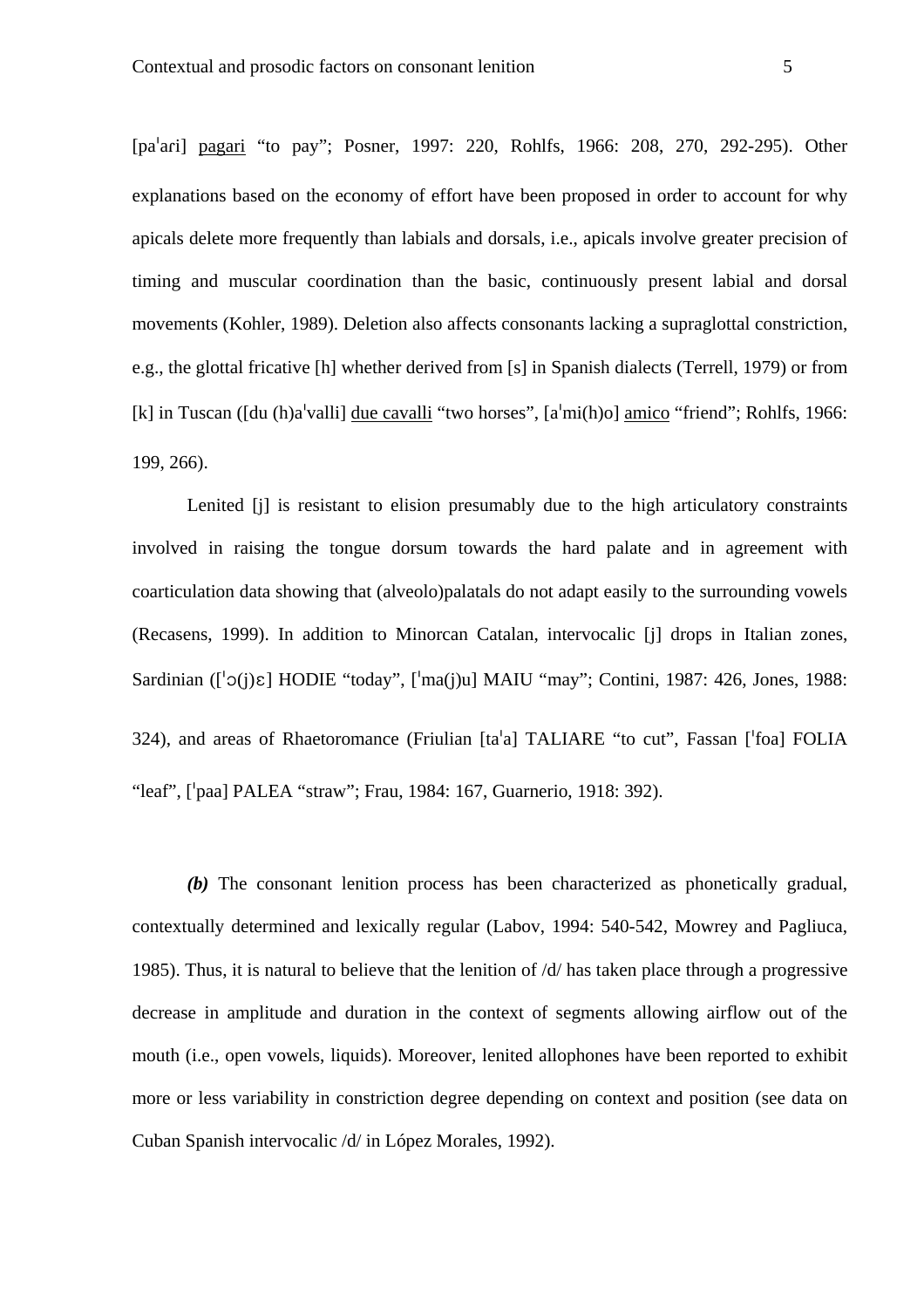[paˈari] pagari "to pay"; Posner, 1997: 220, Rohlfs, 1966: 208, 270, 292-295). Other explanations based on the economy of effort have been proposed in order to account for why apicals delete more frequently than labials and dorsals, i.e., apicals involve greater precision of timing and muscular coordination than the basic, continuously present labial and dorsal movements (Kohler, 1989). Deletion also affects consonants lacking a supraglottal constriction, e.g., the glottal fricative [h] whether derived from [s] in Spanish dialects (Terrell, 1979) or from [k] in Tuscan ([du (h)aˈvalli] due cavalli "two horses", [aˈmi(h)o] amico "friend"; Rohlfs, 1966: 199, 266).

Lenited [j] is resistant to elision presumably due to the high articulatory constraints involved in raising the tongue dorsum towards the hard palate and in agreement with coarticulation data showing that (alveolo)palatals do not adapt easily to the surrounding vowels (Recasens, 1999). In addition to Minorcan Catalan, intervocalic [j] drops in Italian zones, Sardinian ([ˈɔ(j)ɛ] HODIE "today", [ˈma(j)u] MAIU "may"; Contini, 1987: 426, Jones, 1988: 324), and areas of Rhaetoromance (Friulian [taˈa] TALIARE "to cut", Fassan [ˈfoa] FOLIA "leaf", [ˈpaa] PALEA "straw"; Frau, 1984: 167, Guarnerio, 1918: 392).

***(b)*** The consonant lenition process has been characterized as phonetically gradual, contextually determined and lexically regular (Labov, 1994: 540-542, Mowrey and Pagliuca, 1985). Thus, it is natural to believe that the lenition of /d/ has taken place through a progressive decrease in amplitude and duration in the context of segments allowing airflow out of the mouth (i.e., open vowels, liquids). Moreover, lenited allophones have been reported to exhibit more or less variability in constriction degree depending on context and position (see data on Cuban Spanish intervocalic /d/ in López Morales, 1992).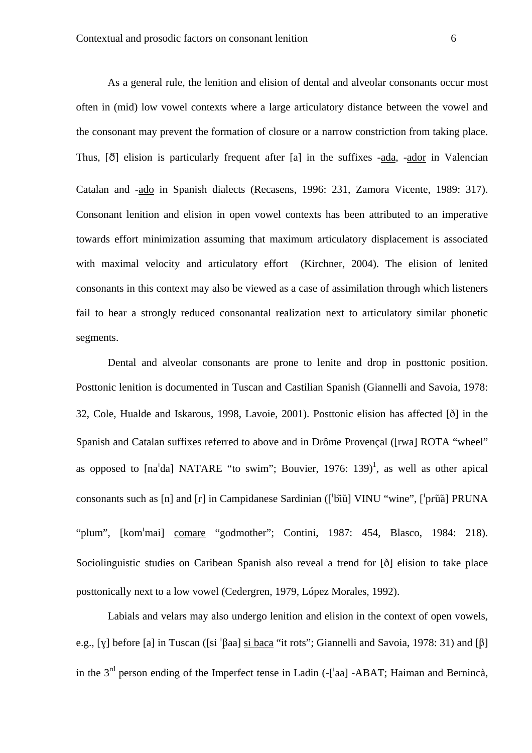As a general rule, the lenition and elision of dental and alveolar consonants occur most often in (mid) low vowel contexts where a large articulatory distance between the vowel and the consonant may prevent the formation of closure or a narrow constriction from taking place. Thus, [ð] elision is particularly frequent after [a] in the suffixes -ada, -ador in Valencian Catalan and -ado in Spanish dialects (Recasens, 1996: 231, Zamora Vicente, 1989: 317). Consonant lenition and elision in open vowel contexts has been attributed to an imperative towards effort minimization assuming that maximum articulatory displacement is associated with maximal velocity and articulatory effort  (Kirchner, 2004). The elision of lenited consonants in this context may also be viewed as a case of assimilation through which listeners fail to hear a strongly reduced consonantal realization next to articulatory similar phonetic segments.

Dental and alveolar consonants are prone to lenite and drop in posttonic position. Posttonic lenition is documented in Tuscan and Castilian Spanish (Giannelli and Savoia, 1978: 32, Cole, Hualde and Iskarous, 1998, Lavoie, 2001). Posttonic elision has affected [ð] in the Spanish and Catalan suffixes referred to above and in Drôme Provençal ([rwa] ROTA "wheel" as opposed to [naˈda] NATARE "to swim"; Bouvier, 1976: 139)[1], as well as other apical consonants such as [n] and [ɾ] in Campidanese Sardinian ([ˈbĩũ] VINU "wine", [ˈpɾũã] PRUNA "plum", [komˈmai] comare "godmother"; Contini, 1987: 454, Blasco, 1984: 218). Sociolinguistic studies on Caribean Spanish also reveal a trend for [ð] elision to take place posttonically next to a low vowel (Cedergren, 1979, López Morales, 1992).

Labials and velars may also undergo lenition and elision in the context of open vowels, e.g., [ɣ] before [a] in Tuscan ([si ˈβaa] si baca "it rots"; Giannelli and Savoia, 1978: 31) and [β] in the 3rd person ending of the Imperfect tense in Ladin (-[ˈaa] -ABAT; Haiman and Bernincà,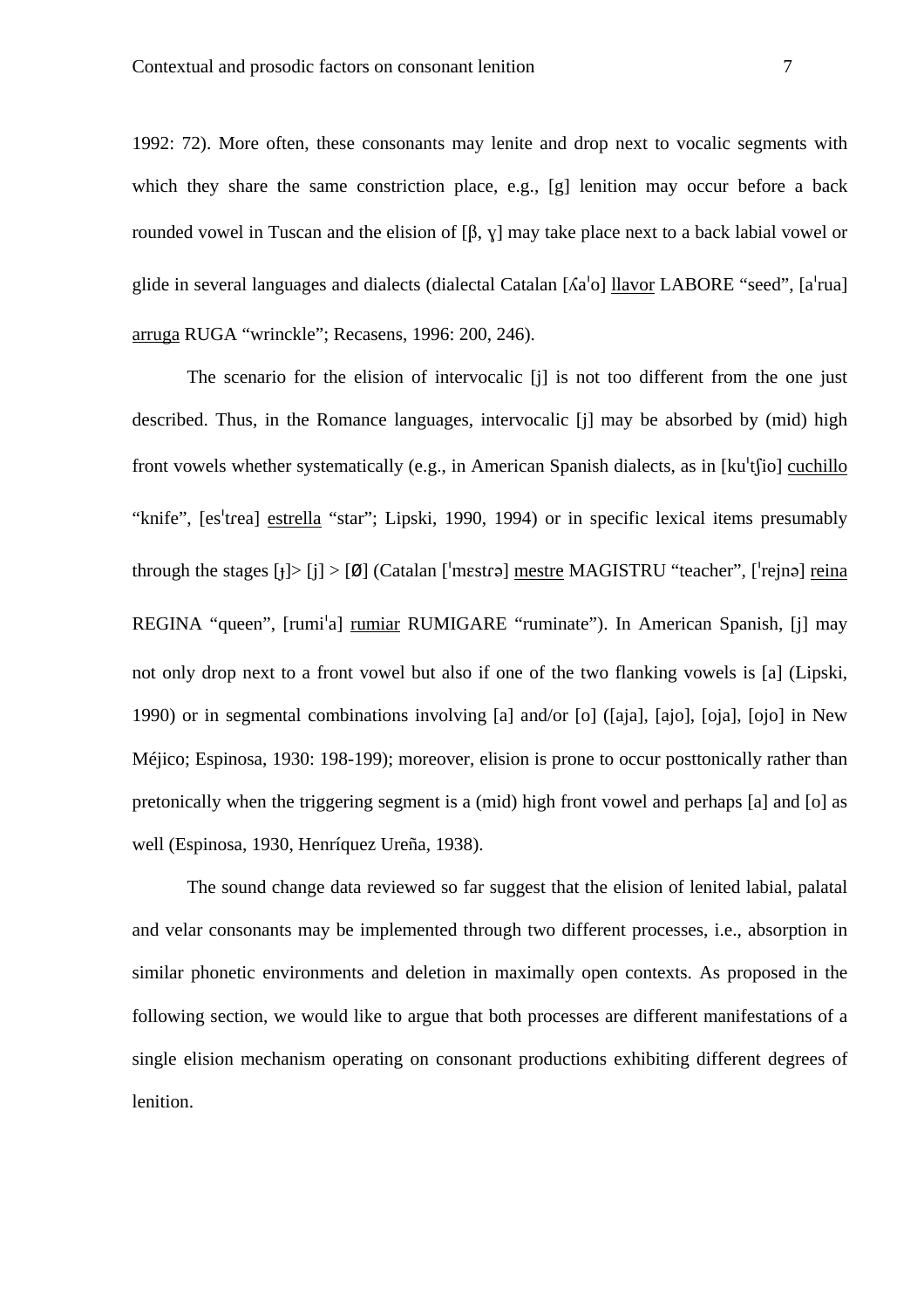1992: 72). More often, these consonants may lenite and drop next to vocalic segments with which they share the same constriction place, e.g., [g] lenition may occur before a back rounded vowel in Tuscan and the elision of [β, ɣ] may take place next to a back labial vowel or glide in several languages and dialects (dialectal Catalan [ʎaˈo] llavor LABORE "seed", [aˈrua] arruga RUGA "wrinckle"; Recasens, 1996: 200, 246).

The scenario for the elision of intervocalic [j] is not too different from the one just described. Thus, in the Romance languages, intervocalic [j] may be absorbed by (mid) high front vowels whether systematically (e.g., in American Spanish dialects, as in [kuˈtʃio] cuchillo "knife", [esˈtɾea] estrella "star"; Lipski, 1990, 1994) or in specific lexical items presumably through the stages [ɟ]> [j] > [Ø] (Catalan [ˈmɛstɾə] mestre MAGISTRU "teacher", [ˈrejnə] reina REGINA "queen", [rumiˈa] rumiar RUMIGARE "ruminate"). In American Spanish, [j] may not only drop next to a front vowel but also if one of the two flanking vowels is [a] (Lipski, 1990) or in segmental combinations involving [a] and/or [o] ([aja], [ajo], [oja], [ojo] in New Méjico; Espinosa, 1930: 198-199); moreover, elision is prone to occur posttonically rather than pretonically when the triggering segment is a (mid) high front vowel and perhaps [a] and [o] as well (Espinosa, 1930, Henríquez Ureña, 1938).

The sound change data reviewed so far suggest that the elision of lenited labial, palatal and velar consonants may be implemented through two different processes, i.e., absorption in similar phonetic environments and deletion in maximally open contexts. As proposed in the following section, we would like to argue that both processes are different manifestations of a single elision mechanism operating on consonant productions exhibiting different degrees of lenition.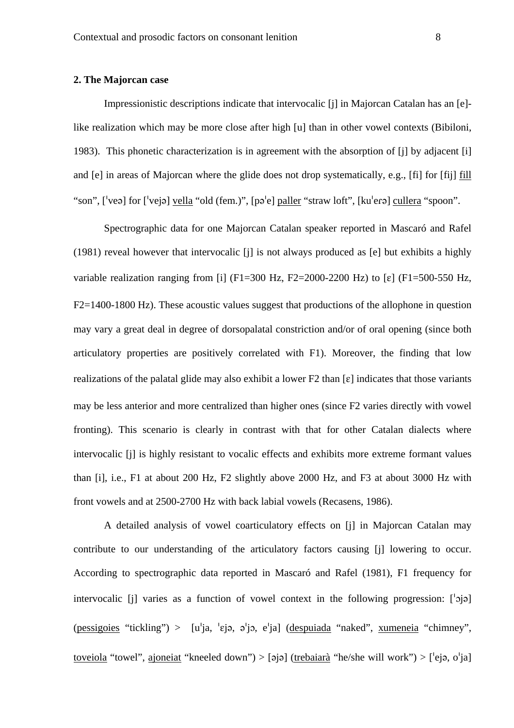## 2. The Majorcan case

Impressionistic descriptions indicate that intervocalic [j] in Majorcan Catalan has an [e]-like realization which may be more close after high [u] than in other vowel contexts (Bibiloni, 1983). This phonetic characterization is in agreement with the absorption of [j] by adjacent [i] and [e] in areas of Majorcan where the glide does not drop systematically, e.g., [fi] for [fij] <u>fill</u> "son", [ˈveə] for [ˈvejə] <u>vella</u> "old (fem.)", [pəˈe] <u>paller</u> "straw loft", [kuˈerə] <u>cullera</u> "spoon".

Spectrographic data for one Majorcan Catalan speaker reported in Mascaró and Rafel (1981) reveal however that intervocalic [j] is not always produced as [e] but exhibits a highly variable realization ranging from [i] (F1=300 Hz, F2=2000-2200 Hz) to [ɛ] (F1=500-550 Hz, F2=1400-1800 Hz). These acoustic values suggest that productions of the allophone in question may vary a great deal in degree of dorsopalatal constriction and/or of oral opening (since both articulatory properties are positively correlated with F1). Moreover, the finding that low realizations of the palatal glide may also exhibit a lower F2 than [ɛ] indicates that those variants may be less anterior and more centralized than higher ones (since F2 varies directly with vowel fronting). This scenario is clearly in contrast with that for other Catalan dialects where intervocalic [j] is highly resistant to vocalic effects and exhibits more extreme formant values than [i], i.e., F1 at about 200 Hz, F2 slightly above 2000 Hz, and F3 at about 3000 Hz with front vowels and at 2500-2700 Hz with back labial vowels (Recasens, 1986).

A detailed analysis of vowel coarticulatory effects on [j] in Majorcan Catalan may contribute to our understanding of the articulatory factors causing [j] lowering to occur. According to spectrographic data reported in Mascaró and Rafel (1981), F1 frequency for intervocalic [j] varies as a function of vowel context in the following progression: [ˈɔjə] (<u>pessigoies</u> "tickling") > [uˈja, ˈɛjə, əˈjɔ, eˈja] (<u>despuiada</u> "naked", <u>xumeneia</u> "chimney", <u>toveiola</u> "towel", <u>ajoneiat</u> "kneeled down") > [əjə] (<u>trebaiarà</u> "he/she will work") > [ˈejə, oˈja]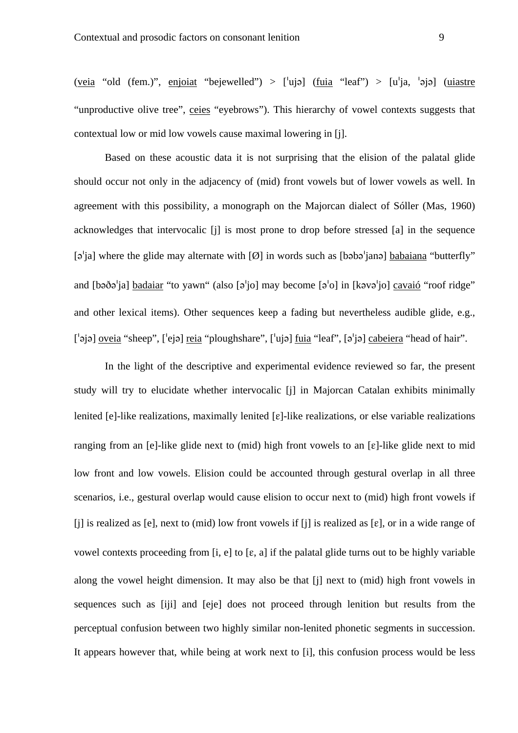(veia “old (fem.)”, enjoiat “bejewelled”) > [ˈujə] (fuia “leaf”) > [uˈja, ˈəjə] (uiastre “unproductive olive tree”, ceies “eyebrows”). This hierarchy of vowel contexts suggests that contextual low or mid low vowels cause maximal lowering in [j].

Based on these acoustic data it is not surprising that the elision of the palatal glide should occur not only in the adjacency of (mid) front vowels but of lower vowels as well. In agreement with this possibility, a monograph on the Majorcan dialect of Sóller (Mas, 1960) acknowledges that intervocalic [j] is most prone to drop before stressed [a] in the sequence [əˈja] where the glide may alternate with [Ø] in words such as [bəbəˈjanə] babaiana “butterfly” and [bəðəˈja] badaiar “to yawn“ (also [əˈjo] may become [əˈo] in [kəvəˈjo] cavaió “roof ridge” and other lexical items). Other sequences keep a fading but nevertheless audible glide, e.g., [ˈəjə] oveia “sheep”, [ˈejə] reia “ploughshare”, [ˈujə] fuia “leaf”, [əˈjə] cabeiera “head of hair”.

In the light of the descriptive and experimental evidence reviewed so far, the present study will try to elucidate whether intervocalic [j] in Majorcan Catalan exhibits minimally lenited [e]-like realizations, maximally lenited [ɛ]-like realizations, or else variable realizations ranging from an [e]-like glide next to (mid) high front vowels to an [ɛ]-like glide next to mid low front and low vowels. Elision could be accounted through gestural overlap in all three scenarios, i.e., gestural overlap would cause elision to occur next to (mid) high front vowels if [j] is realized as [e], next to (mid) low front vowels if [j] is realized as [ɛ], or in a wide range of vowel contexts proceeding from [i, e] to [ɛ, a] if the palatal glide turns out to be highly variable along the vowel height dimension. It may also be that [j] next to (mid) high front vowels in sequences such as [iji] and [eje] does not proceed through lenition but results from the perceptual confusion between two highly similar non-lenited phonetic segments in succession. It appears however that, while being at work next to [i], this confusion process would be less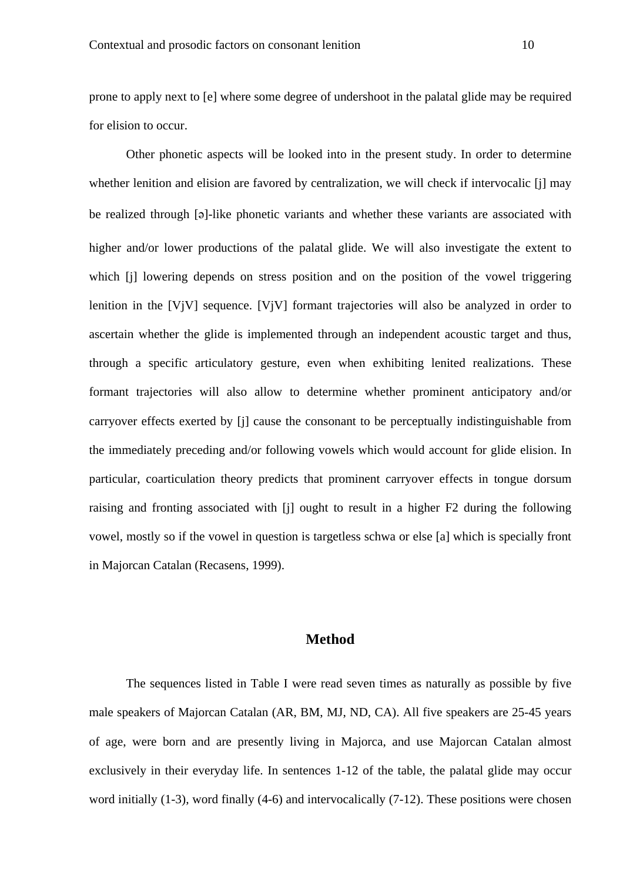prone to apply next to [e] where some degree of undershoot in the palatal glide may be required for elision to occur.

Other phonetic aspects will be looked into in the present study. In order to determine whether lenition and elision are favored by centralization, we will check if intervocalic [j] may be realized through [ə]-like phonetic variants and whether these variants are associated with higher and/or lower productions of the palatal glide. We will also investigate the extent to which [j] lowering depends on stress position and on the position of the vowel triggering lenition in the [VjV] sequence. [VjV] formant trajectories will also be analyzed in order to ascertain whether the glide is implemented through an independent acoustic target and thus, through a specific articulatory gesture, even when exhibiting lenited realizations. These formant trajectories will also allow to determine whether prominent anticipatory and/or carryover effects exerted by [j] cause the consonant to be perceptually indistinguishable from the immediately preceding and/or following vowels which would account for glide elision. In particular, coarticulation theory predicts that prominent carryover effects in tongue dorsum raising and fronting associated with [j] ought to result in a higher F2 during the following vowel, mostly so if the vowel in question is targetless schwa or else [a] which is specially front in Majorcan Catalan (Recasens, 1999).

## Method

The sequences listed in Table I were read seven times as naturally as possible by five male speakers of Majorcan Catalan (AR, BM, MJ, ND, CA). All five speakers are 25-45 years of age, were born and are presently living in Majorca, and use Majorcan Catalan almost exclusively in their everyday life. In sentences 1-12 of the table, the palatal glide may occur word initially (1-3), word finally (4-6) and intervocalically (7-12). These positions were chosen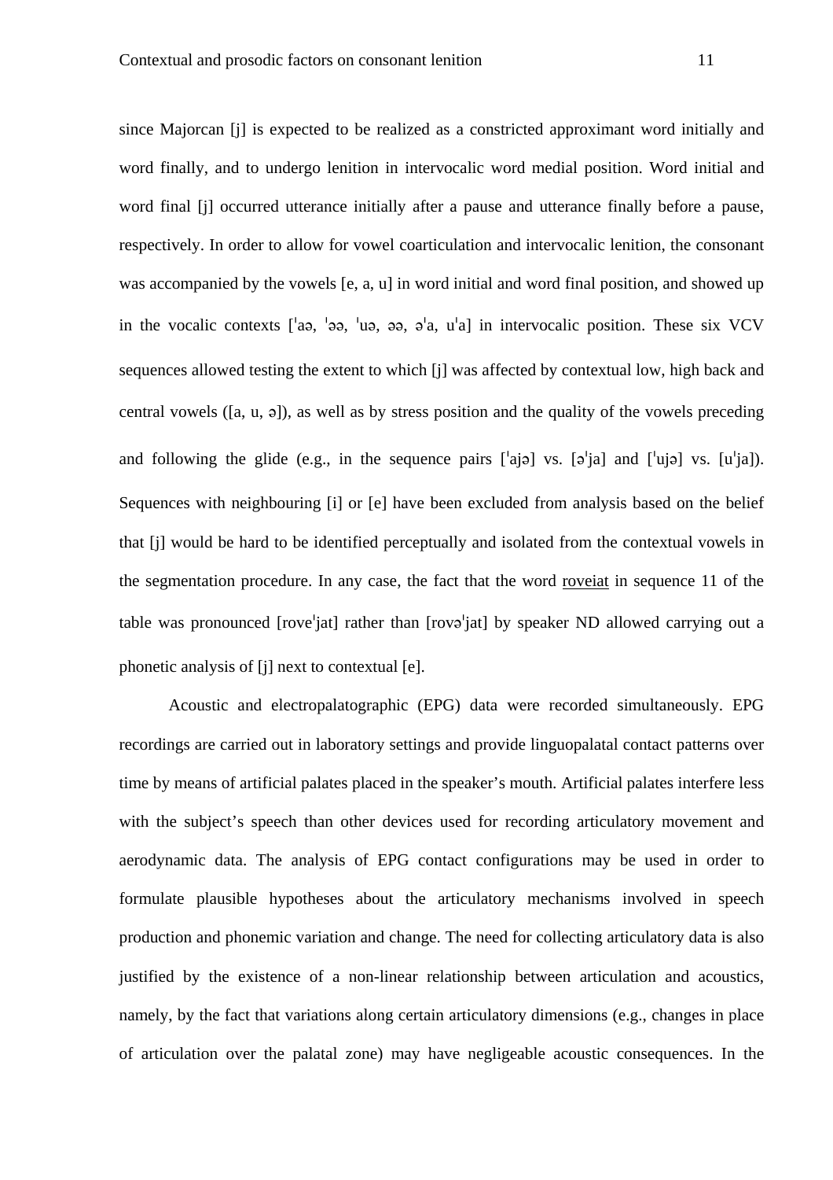since Majorcan [j] is expected to be realized as a constricted approximant word initially and word finally, and to undergo lenition in intervocalic word medial position. Word initial and word final [j] occurred utterance initially after a pause and utterance finally before a pause, respectively. In order to allow for vowel coarticulation and intervocalic lenition, the consonant was accompanied by the vowels [e, a, u] in word initial and word final position, and showed up in the vocalic contexts [ˈaə, ˈəə, ˈuə, əə, əˈa, uˈa] in intervocalic position. These six VCV sequences allowed testing the extent to which [j] was affected by contextual low, high back and central vowels ([a, u, ə]), as well as by stress position and the quality of the vowels preceding and following the glide (e.g., in the sequence pairs [ˈajə] vs. [əˈja] and [ˈujə] vs. [uˈja]). Sequences with neighbouring [i] or [e] have been excluded from analysis based on the belief that [j] would be hard to be identified perceptually and isolated from the contextual vowels in the segmentation procedure. In any case, the fact that the word <u>roveiat</u> in sequence 11 of the table was pronounced [roveˈjat] rather than [rovəˈjat] by speaker ND allowed carrying out a phonetic analysis of [j] next to contextual [e].

Acoustic and electropalatographic (EPG) data were recorded simultaneously. EPG recordings are carried out in laboratory settings and provide linguopalatal contact patterns over time by means of artificial palates placed in the speaker's mouth. Artificial palates interfere less with the subject's speech than other devices used for recording articulatory movement and aerodynamic data. The analysis of EPG contact configurations may be used in order to formulate plausible hypotheses about the articulatory mechanisms involved in speech production and phonemic variation and change. The need for collecting articulatory data is also justified by the existence of a non-linear relationship between articulation and acoustics, namely, by the fact that variations along certain articulatory dimensions (e.g., changes in place of articulation over the palatal zone) may have negligeable acoustic consequences. In the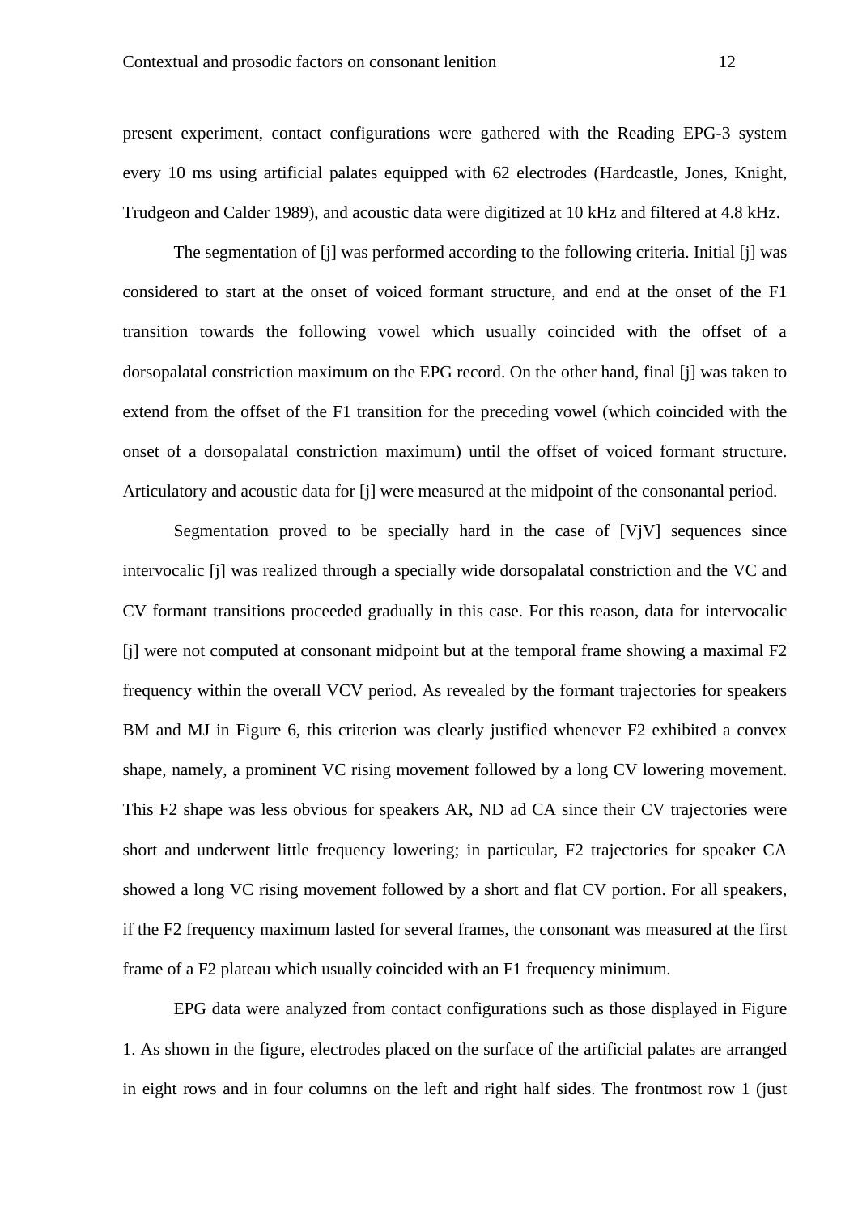present experiment, contact configurations were gathered with the Reading EPG-3 system every 10 ms using artificial palates equipped with 62 electrodes (Hardcastle, Jones, Knight, Trudgeon and Calder 1989), and acoustic data were digitized at 10 kHz and filtered at 4.8 kHz.

The segmentation of [j] was performed according to the following criteria. Initial [j] was considered to start at the onset of voiced formant structure, and end at the onset of the F1 transition towards the following vowel which usually coincided with the offset of a dorsopalatal constriction maximum on the EPG record. On the other hand, final [j] was taken to extend from the offset of the F1 transition for the preceding vowel (which coincided with the onset of a dorsopalatal constriction maximum) until the offset of voiced formant structure. Articulatory and acoustic data for [j] were measured at the midpoint of the consonantal period.

Segmentation proved to be specially hard in the case of [VjV] sequences since intervocalic [j] was realized through a specially wide dorsopalatal constriction and the VC and CV formant transitions proceeded gradually in this case. For this reason, data for intervocalic [j] were not computed at consonant midpoint but at the temporal frame showing a maximal F2 frequency within the overall VCV period. As revealed by the formant trajectories for speakers BM and MJ in Figure 6, this criterion was clearly justified whenever F2 exhibited a convex shape, namely, a prominent VC rising movement followed by a long CV lowering movement. This F2 shape was less obvious for speakers AR, ND ad CA since their CV trajectories were short and underwent little frequency lowering; in particular, F2 trajectories for speaker CA showed a long VC rising movement followed by a short and flat CV portion. For all speakers, if the F2 frequency maximum lasted for several frames, the consonant was measured at the first frame of a F2 plateau which usually coincided with an F1 frequency minimum.

EPG data were analyzed from contact configurations such as those displayed in Figure 1. As shown in the figure, electrodes placed on the surface of the artificial palates are arranged in eight rows and in four columns on the left and right half sides. The frontmost row 1 (just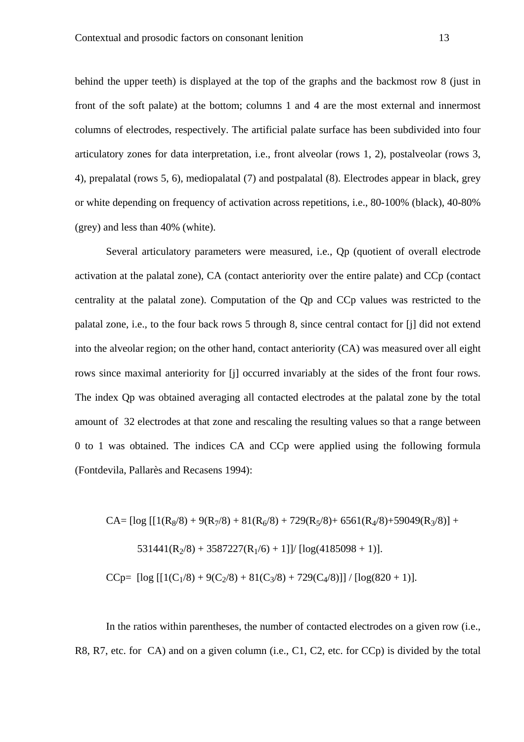behind the upper teeth) is displayed at the top of the graphs and the backmost row 8 (just in front of the soft palate) at the bottom; columns 1 and 4 are the most external and innermost columns of electrodes, respectively. The artificial palate surface has been subdivided into four articulatory zones for data interpretation, i.e., front alveolar (rows 1, 2), postalveolar (rows 3, 4), prepalatal (rows 5, 6), mediopalatal (7) and postpalatal (8). Electrodes appear in black, grey or white depending on frequency of activation across repetitions, i.e., 80-100% (black), 40-80% (grey) and less than 40% (white).

Several articulatory parameters were measured, i.e., Qp (quotient of overall electrode activation at the palatal zone), CA (contact anteriority over the entire palate) and CCp (contact centrality at the palatal zone). Computation of the Qp and CCp values was restricted to the palatal zone, i.e., to the four back rows 5 through 8, since central contact for [j] did not extend into the alveolar region; on the other hand, contact anteriority (CA) was measured over all eight rows since maximal anteriority for [j] occurred invariably at the sides of the front four rows. The index Qp was obtained averaging all contacted electrodes at the palatal zone by the total amount of 32 electrodes at that zone and rescaling the resulting values so that a range between 0 to 1 was obtained. The indices CA and CCp were applied using the following formula (Fontdevila, Pallarès and Recasens 1994):

$$CA = [\log [[1(R_8/8) + 9(R_7/8) + 81(R_6/8) + 729(R_5/8) + 6561(R_4/8) + 59049(R_3/8)] + 531441(R_2/8) + 3587227(R_1/6) + 1]] / [\log(4185098 + 1)].$$

$$CCp = [\log [[1(C_1/8) + 9(C_2/8) + 81(C_3/8) + 729(C_4/8)]] / [\log(820 + 1)].$$

In the ratios within parentheses, the number of contacted electrodes on a given row (i.e., R8, R7, etc. for CA) and on a given column (i.e., C1, C2, etc. for CCp) is divided by the total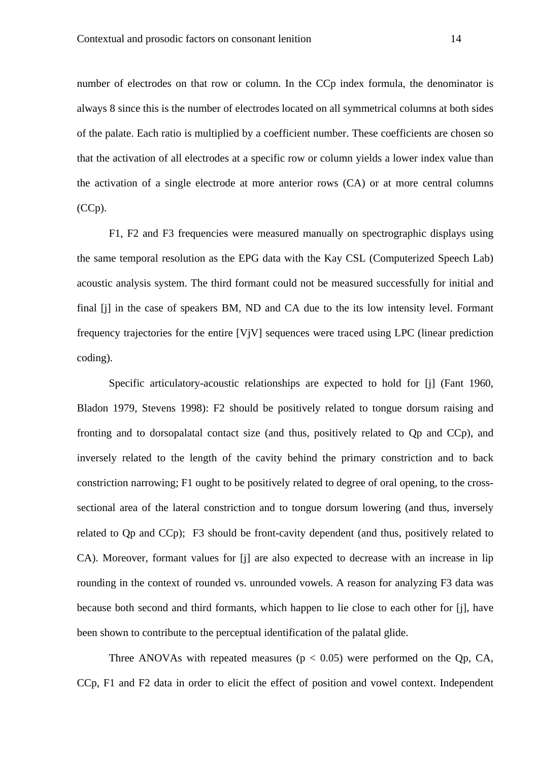number of electrodes on that row or column. In the CCp index formula, the denominator is always 8 since this is the number of electrodes located on all symmetrical columns at both sides of the palate. Each ratio is multiplied by a coefficient number. These coefficients are chosen so that the activation of all electrodes at a specific row or column yields a lower index value than the activation of a single electrode at more anterior rows (CA) or at more central columns (CCp).

F1, F2 and F3 frequencies were measured manually on spectrographic displays using the same temporal resolution as the EPG data with the Kay CSL (Computerized Speech Lab) acoustic analysis system. The third formant could not be measured successfully for initial and final [j] in the case of speakers BM, ND and CA due to the its low intensity level. Formant frequency trajectories for the entire [VjV] sequences were traced using LPC (linear prediction coding).

Specific articulatory-acoustic relationships are expected to hold for [j] (Fant 1960, Bladon 1979, Stevens 1998): F2 should be positively related to tongue dorsum raising and fronting and to dorsopalatal contact size (and thus, positively related to Qp and CCp), and inversely related to the length of the cavity behind the primary constriction and to back constriction narrowing; F1 ought to be positively related to degree of oral opening, to the cross-sectional area of the lateral constriction and to tongue dorsum lowering (and thus, inversely related to Qp and CCp); F3 should be front-cavity dependent (and thus, positively related to CA). Moreover, formant values for [j] are also expected to decrease with an increase in lip rounding in the context of rounded vs. unrounded vowels. A reason for analyzing F3 data was because both second and third formants, which happen to lie close to each other for [j], have been shown to contribute to the perceptual identification of the palatal glide.

Three ANOVAs with repeated measures ($p < 0.05$) were performed on the Qp, CA, CCp, F1 and F2 data in order to elicit the effect of position and vowel context. Independent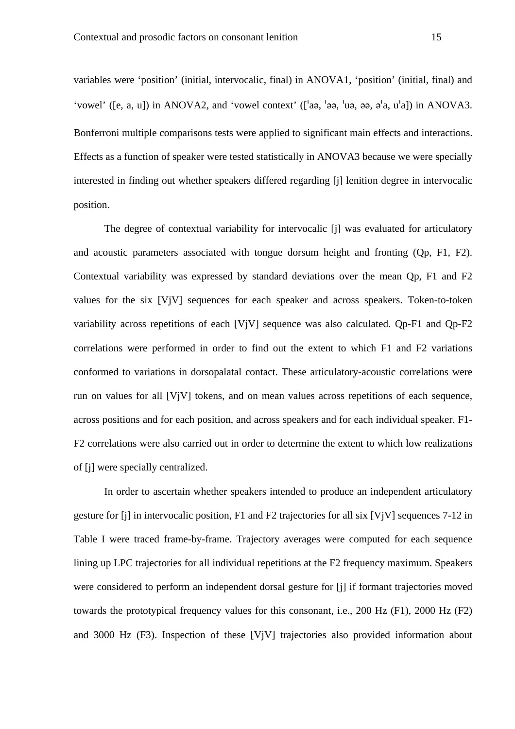variables were ‘position’ (initial, intervocalic, final) in ANOVA1, ‘position’ (initial, final) and ‘vowel’ ([e, a, u]) in ANOVA2, and ‘vowel context’ ([ˈaə, ˈəə, ˈuə, əə, əˈa, uˈa]) in ANOVA3. Bonferroni multiple comparisons tests were applied to significant main effects and interactions. Effects as a function of speaker were tested statistically in ANOVA3 because we were specially interested in finding out whether speakers differed regarding [j] lenition degree in intervocalic position.

The degree of contextual variability for intervocalic [j] was evaluated for articulatory and acoustic parameters associated with tongue dorsum height and fronting (Qp, F1, F2). Contextual variability was expressed by standard deviations over the mean Qp, F1 and F2 values for the six [VjV] sequences for each speaker and across speakers. Token-to-token variability across repetitions of each [VjV] sequence was also calculated. Qp-F1 and Qp-F2 correlations were performed in order to find out the extent to which F1 and F2 variations conformed to variations in dorsopalatal contact. These articulatory-acoustic correlations were run on values for all [VjV] tokens, and on mean values across repetitions of each sequence, across positions and for each position, and across speakers and for each individual speaker. F1-F2 correlations were also carried out in order to determine the extent to which low realizations of [j] were specially centralized.

In order to ascertain whether speakers intended to produce an independent articulatory gesture for [j] in intervocalic position, F1 and F2 trajectories for all six [VjV] sequences 7-12 in Table I were traced frame-by-frame. Trajectory averages were computed for each sequence lining up LPC trajectories for all individual repetitions at the F2 frequency maximum. Speakers were considered to perform an independent dorsal gesture for [j] if formant trajectories moved towards the prototypical frequency values for this consonant, i.e., 200 Hz (F1), 2000 Hz (F2) and 3000 Hz (F3). Inspection of these [VjV] trajectories also provided information about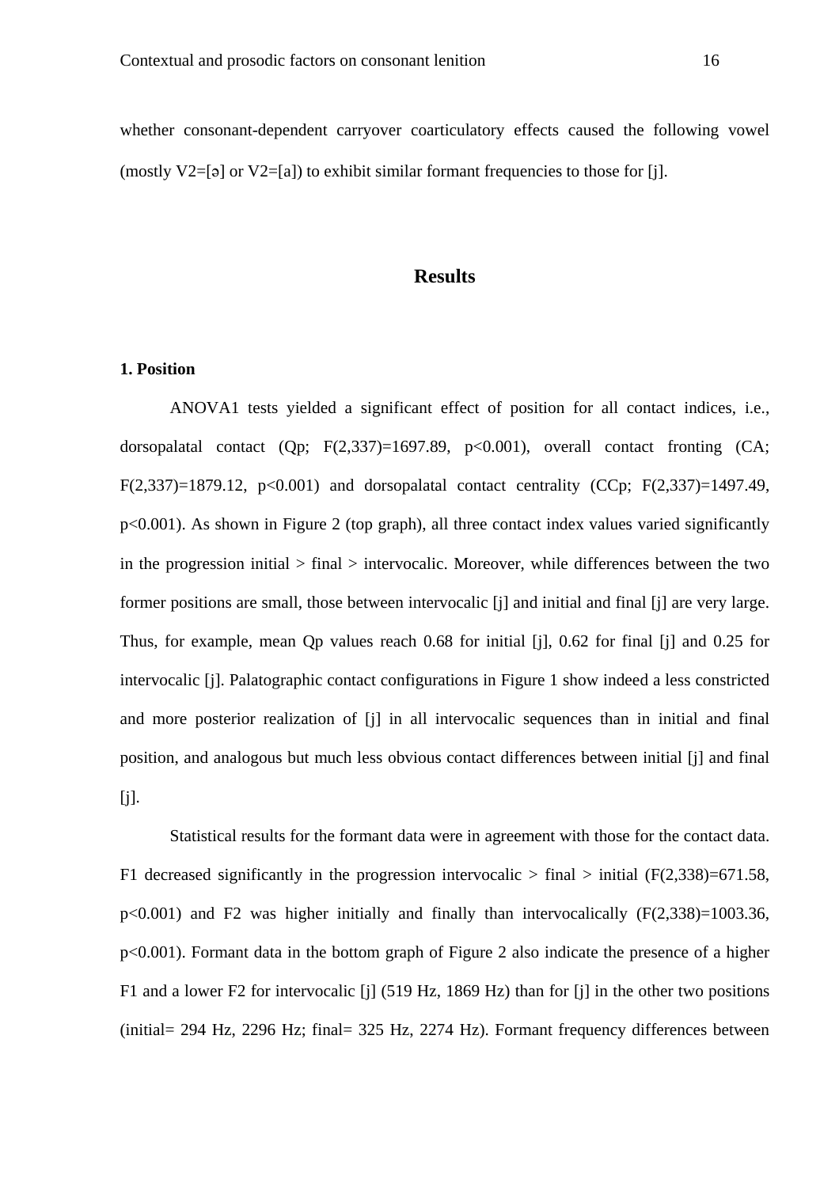whether consonant-dependent carryover coarticulatory effects caused the following vowel (mostly V2=[ə] or V2=[a]) to exhibit similar formant frequencies to those for [j].

## Results

### 1. Position

ANOVA1 tests yielded a significant effect of position for all contact indices, i.e., dorsopalatal contact (Qp; $F(2,337)=1697.89$, $p<0.001$), overall contact fronting (CA; $F(2,337)=1879.12$, $p<0.001$) and dorsopalatal contact centrality (CCp; $F(2,337)=1497.49$, $p<0.001$). As shown in Figure 2 (top graph), all three contact index values varied significantly in the progression initial > final > intervocalic. Moreover, while differences between the two former positions are small, those between intervocalic [j] and initial and final [j] are very large. Thus, for example, mean Qp values reach 0.68 for initial [j], 0.62 for final [j] and 0.25 for intervocalic [j]. Palatographic contact configurations in Figure 1 show indeed a less constricted and more posterior realization of [j] in all intervocalic sequences than in initial and final position, and analogous but much less obvious contact differences between initial [j] and final [j].

Statistical results for the formant data were in agreement with those for the contact data. F1 decreased significantly in the progression intervocalic > final > initial ($F(2,338)=671.58$, $p<0.001$) and F2 was higher initially and finally than intervocalically ($F(2,338)=1003.36$, $p<0.001$). Formant data in the bottom graph of Figure 2 also indicate the presence of a higher F1 and a lower F2 for intervocalic [j] (519 Hz, 1869 Hz) than for [j] in the other two positions (initial= 294 Hz, 2296 Hz; final= 325 Hz, 2274 Hz). Formant frequency differences between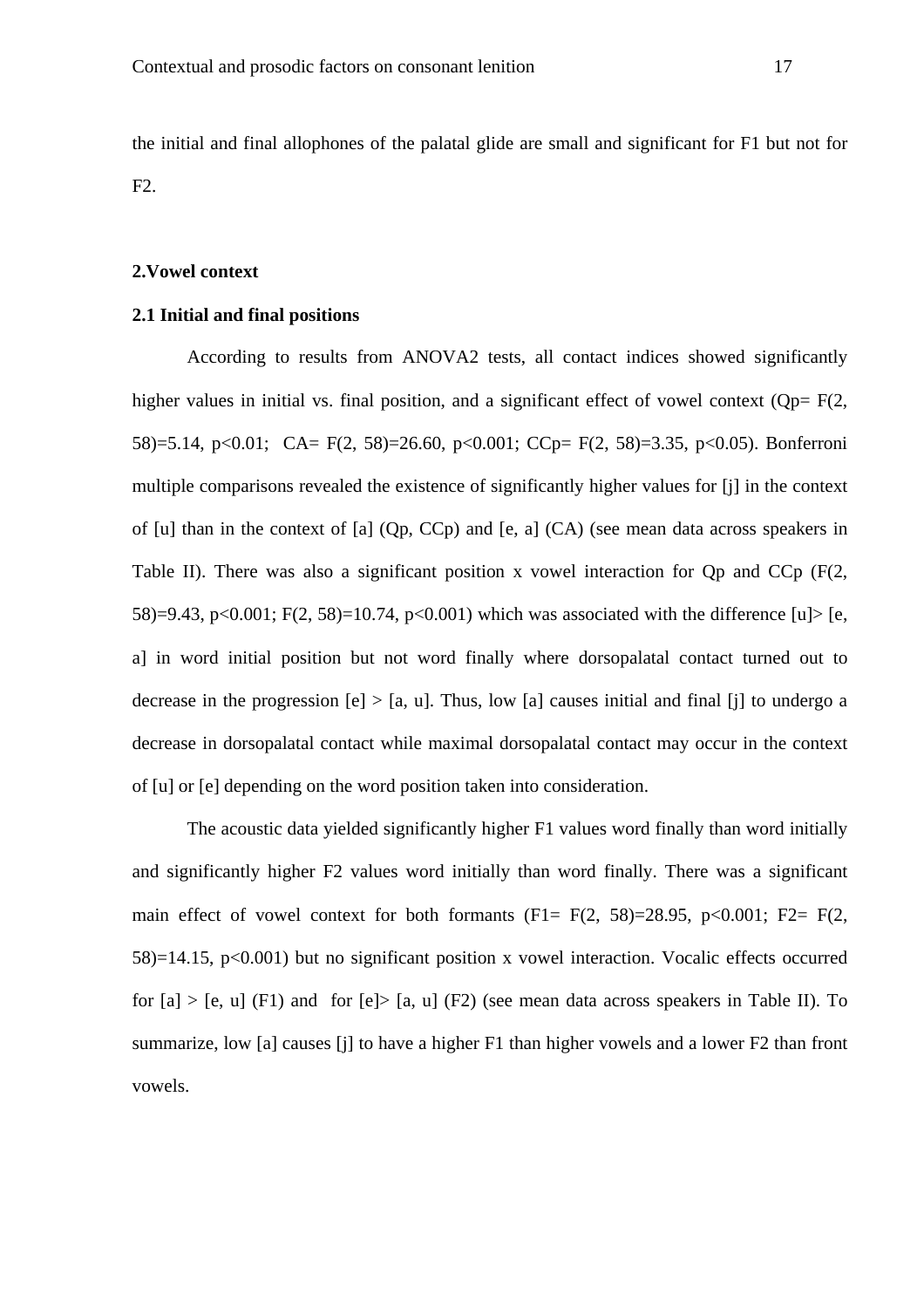the initial and final allophones of the palatal glide are small and significant for F1 but not for F2.

## 2.Vowel context

### 2.1 Initial and final positions

According to results from ANOVA2 tests, all contact indices showed significantly higher values in initial vs. final position, and a significant effect of vowel context (Qp= $F(2, 58)=5.14$, $p<0.01$; CA= $F(2, 58)=26.60$, $p<0.001$; CCp= $F(2, 58)=3.35$, $p<0.05$). Bonferroni multiple comparisons revealed the existence of significantly higher values for [j] in the context of [u] than in the context of [a] (Qp, CCp) and [e, a] (CA) (see mean data across speakers in Table II). There was also a significant position x vowel interaction for Qp and CCp ($F(2, 58)=9.43$, $p<0.001$; $F(2, 58)=10.74$, $p<0.001$) which was associated with the difference [u]> [e, a] in word initial position but not word finally where dorsopalatal contact turned out to decrease in the progression [e] > [a, u]. Thus, low [a] causes initial and final [j] to undergo a decrease in dorsopalatal contact while maximal dorsopalatal contact may occur in the context of [u] or [e] depending on the word position taken into consideration.

The acoustic data yielded significantly higher F1 values word finally than word initially and significantly higher F2 values word initially than word finally. There was a significant main effect of vowel context for both formants (F1= $F(2, 58)=28.95$, $p<0.001$; F2= $F(2, 58)=14.15$, $p<0.001$) but no significant position x vowel interaction. Vocalic effects occurred for [a] > [e, u] (F1) and for [e]> [a, u] (F2) (see mean data across speakers in Table II). To summarize, low [a] causes [j] to have a higher F1 than higher vowels and a lower F2 than front vowels.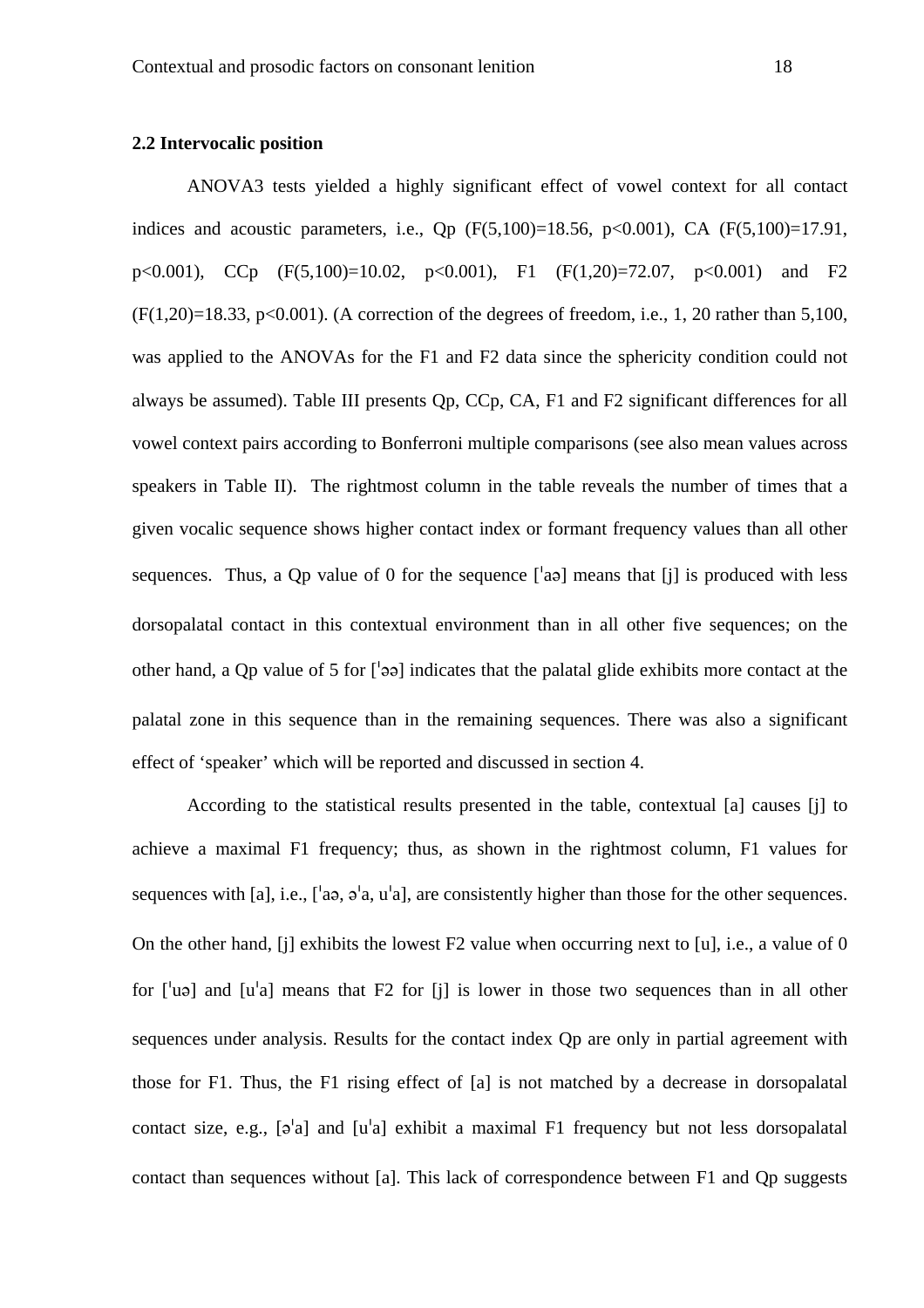**2.2 Intervocalic position**

ANOVA3 tests yielded a highly significant effect of vowel context for all contact indices and acoustic parameters, i.e., Qp ($F(5,100)=18.56$, $p<0.001$), CA ($F(5,100)=17.91$, $p<0.001$), CCp ($F(5,100)=10.02$, $p<0.001$), F1 ($F(1,20)=72.07$, $p<0.001$) and F2 ($F(1,20)=18.33$, $p<0.001$). (A correction of the degrees of freedom, i.e., 1, 20 rather than 5,100, was applied to the ANOVAs for the F1 and F2 data since the sphericity condition could not always be assumed). Table III presents Qp, CCp, CA, F1 and F2 significant differences for all vowel context pairs according to Bonferroni multiple comparisons (see also mean values across speakers in Table II). The rightmost column in the table reveals the number of times that a given vocalic sequence shows higher contact index or formant frequency values than all other sequences. Thus, a Qp value of 0 for the sequence [ˈaə] means that [j] is produced with less dorsopalatal contact in this contextual environment than in all other five sequences; on the other hand, a Qp value of 5 for [ˈəə] indicates that the palatal glide exhibits more contact at the palatal zone in this sequence than in the remaining sequences. There was also a significant effect of 'speaker' which will be reported and discussed in section 4.

According to the statistical results presented in the table, contextual [a] causes [j] to achieve a maximal F1 frequency; thus, as shown in the rightmost column, F1 values for sequences with [a], i.e., [ˈaə, əˈa, uˈa], are consistently higher than those for the other sequences. On the other hand, [j] exhibits the lowest F2 value when occurring next to [u], i.e., a value of 0 for [ˈuə] and [uˈa] means that F2 for [j] is lower in those two sequences than in all other sequences under analysis. Results for the contact index Qp are only in partial agreement with those for F1. Thus, the F1 rising effect of [a] is not matched by a decrease in dorsopalatal contact size, e.g., [əˈa] and [uˈa] exhibit a maximal F1 frequency but not less dorsopalatal contact than sequences without [a]. This lack of correspondence between F1 and Qp suggests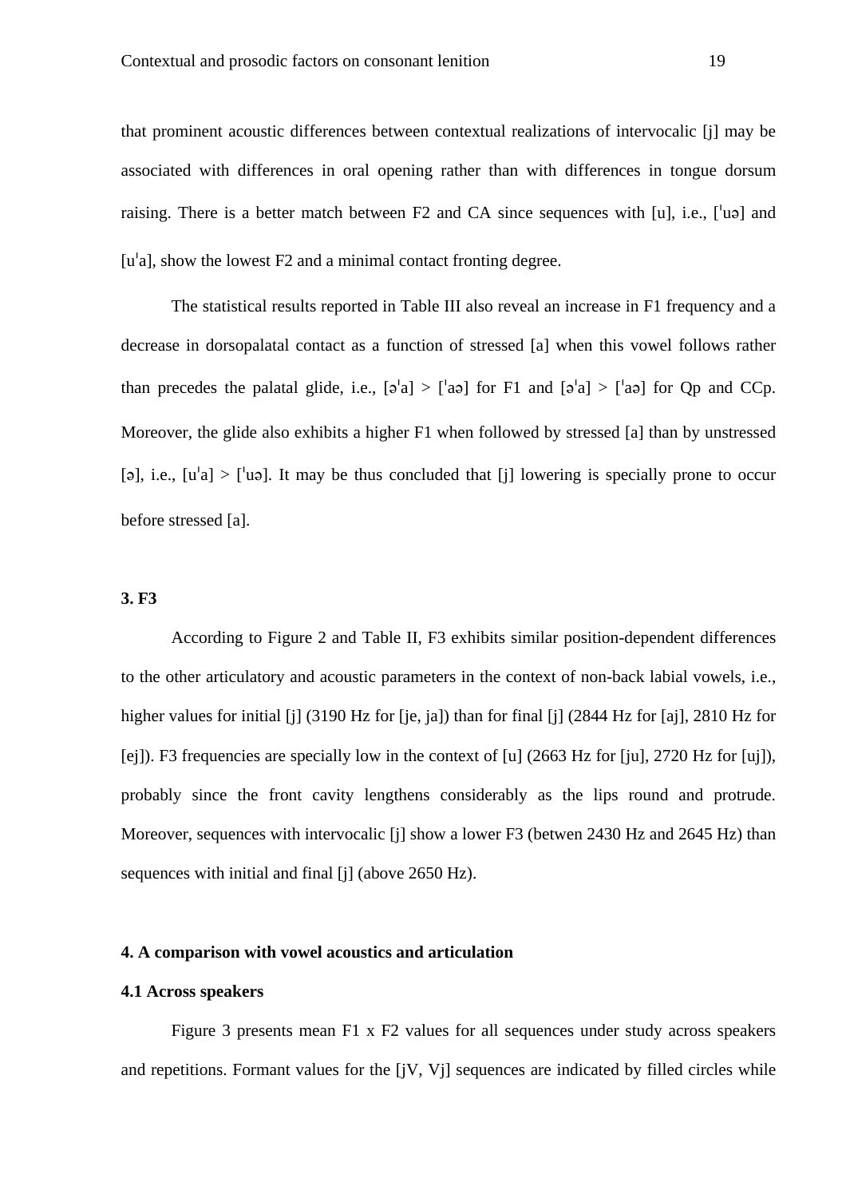that prominent acoustic differences between contextual realizations of intervocalic [j] may be associated with differences in oral opening rather than with differences in tongue dorsum raising. There is a better match between F2 and CA since sequences with [u], i.e., [ˈuə] and [uˈa], show the lowest F2 and a minimal contact fronting degree.

The statistical results reported in Table III also reveal an increase in F1 frequency and a decrease in dorsopalatal contact as a function of stressed [a] when this vowel follows rather than precedes the palatal glide, i.e., [əˈa] > [ˈaə] for F1 and [əˈa] > [ˈaə] for Qp and CCp. Moreover, the glide also exhibits a higher F1 when followed by stressed [a] than by unstressed [ə], i.e., [uˈa] > [ˈuə]. It may be thus concluded that [j] lowering is specially prone to occur before stressed [a].

### 3. F3

According to Figure 2 and Table II, F3 exhibits similar position-dependent differences to the other articulatory and acoustic parameters in the context of non-back labial vowels, i.e., higher values for initial [j] (3190 Hz for [je, ja]) than for final [j] (2844 Hz for [aj], 2810 Hz for [ej]). F3 frequencies are specially low in the context of [u] (2663 Hz for [ju], 2720 Hz for [uj]), probably since the front cavity lengthens considerably as the lips round and protrude. Moreover, sequences with intervocalic [j] show a lower F3 (betwen 2430 Hz and 2645 Hz) than sequences with initial and final [j] (above 2650 Hz).

### 4. A comparison with vowel acoustics and articulation

#### 4.1 Across speakers

Figure 3 presents mean F1 x F2 values for all sequences under study across speakers and repetitions. Formant values for the [jV, Vj] sequences are indicated by filled circles while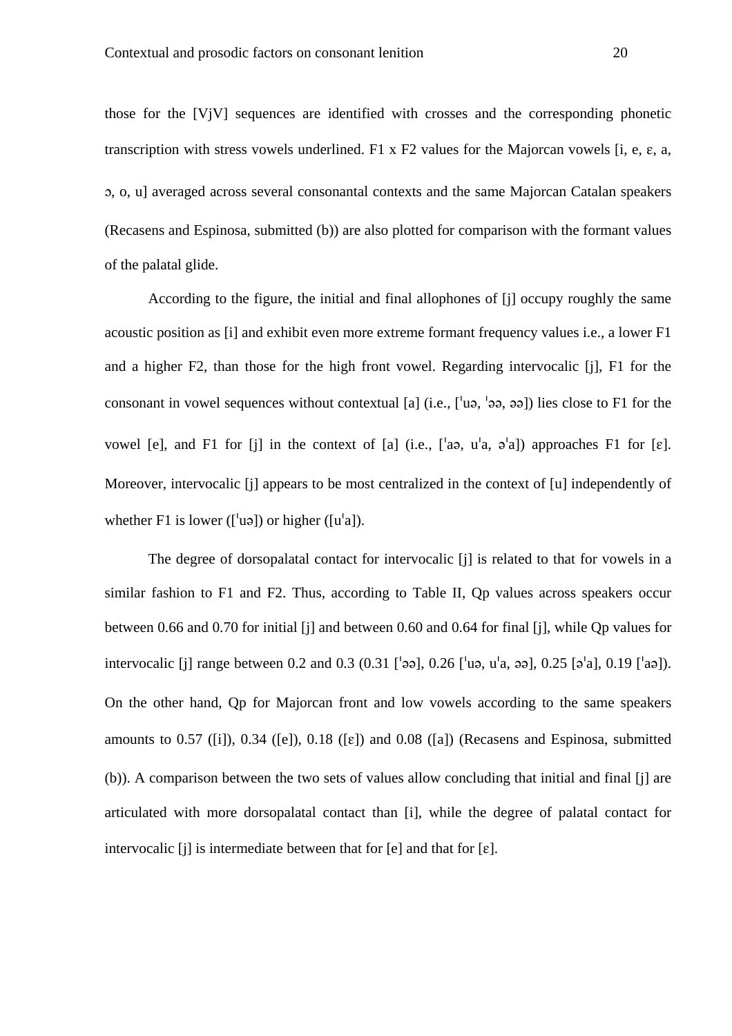those for the [VjV] sequences are identified with crosses and the corresponding phonetic transcription with stress vowels underlined. F1 x F2 values for the Majorcan vowels [i, e, ɛ, a, ɔ, o, u] averaged across several consonantal contexts and the same Majorcan Catalan speakers (Recasens and Espinosa, submitted (b)) are also plotted for comparison with the formant values of the palatal glide.

According to the figure, the initial and final allophones of [j] occupy roughly the same acoustic position as [i] and exhibit even more extreme formant frequency values i.e., a lower F1 and a higher F2, than those for the high front vowel. Regarding intervocalic [j], F1 for the consonant in vowel sequences without contextual [a] (i.e., [ˈuə, ˈəə, əə]) lies close to F1 for the vowel [e], and F1 for [j] in the context of [a] (i.e., [ˈaə, uˈa, əˈa]) approaches F1 for [ɛ]. Moreover, intervocalic [j] appears to be most centralized in the context of [u] independently of whether F1 is lower ([ˈuə]) or higher ([uˈa]).

The degree of dorsopalatal contact for intervocalic [j] is related to that for vowels in a similar fashion to F1 and F2. Thus, according to Table II, Qp values across speakers occur between 0.66 and 0.70 for initial [j] and between 0.60 and 0.64 for final [j], while Qp values for intervocalic [j] range between 0.2 and 0.3 (0.31 [ˈəə], 0.26 [ˈuə, uˈa, əə], 0.25 [əˈa], 0.19 [ˈaə]). On the other hand, Qp for Majorcan front and low vowels according to the same speakers amounts to 0.57 ([i]), 0.34 ([e]), 0.18 ([ɛ]) and 0.08 ([a]) (Recasens and Espinosa, submitted (b)). A comparison between the two sets of values allow concluding that initial and final [j] are articulated with more dorsopalatal contact than [i], while the degree of palatal contact for intervocalic [j] is intermediate between that for [e] and that for [ɛ].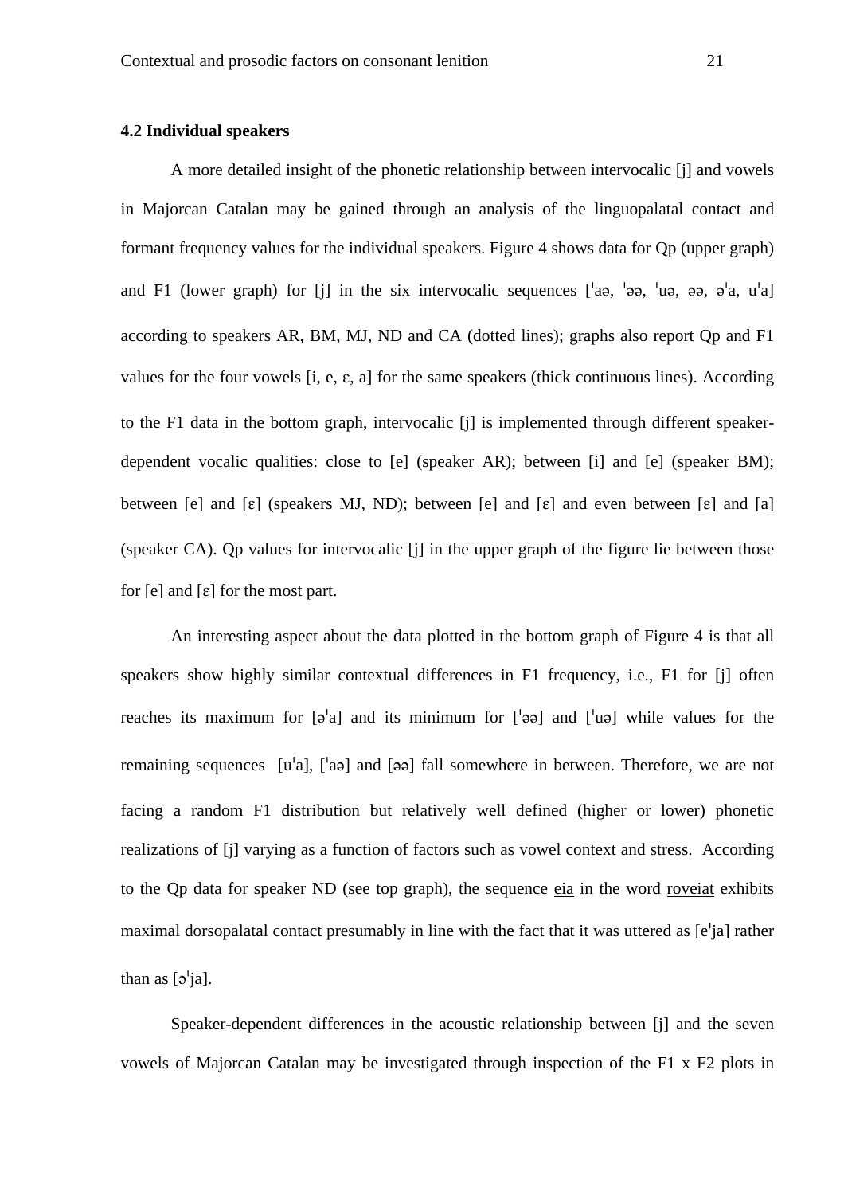**4.2 Individual speakers**

A more detailed insight of the phonetic relationship between intervocalic [j] and vowels in Majorcan Catalan may be gained through an analysis of the linguopalatal contact and formant frequency values for the individual speakers. Figure 4 shows data for Qp (upper graph) and F1 (lower graph) for [j] in the six intervocalic sequences [ˈaə, ˈəə, ˈuə, əə, əˈa, uˈa] according to speakers AR, BM, MJ, ND and CA (dotted lines); graphs also report Qp and F1 values for the four vowels [i, e, ɛ, a] for the same speakers (thick continuous lines). According to the F1 data in the bottom graph, intervocalic [j] is implemented through different speaker-dependent vocalic qualities: close to [e] (speaker AR); between [i] and [e] (speaker BM); between [e] and [ɛ] (speakers MJ, ND); between [e] and [ɛ] and even between [ɛ] and [a] (speaker CA). Qp values for intervocalic [j] in the upper graph of the figure lie between those for [e] and [ɛ] for the most part.

An interesting aspect about the data plotted in the bottom graph of Figure 4 is that all speakers show highly similar contextual differences in F1 frequency, i.e., F1 for [j] often reaches its maximum for [əˈa] and its minimum for [ˈəə] and [ˈuə] while values for the remaining sequences [uˈa], [ˈaə] and [əə] fall somewhere in between. Therefore, we are not facing a random F1 distribution but relatively well defined (higher or lower) phonetic realizations of [j] varying as a function of factors such as vowel context and stress. According to the Qp data for speaker ND (see top graph), the sequence <u>eia</u> in the word <u>roveiat</u> exhibits maximal dorsopalatal contact presumably in line with the fact that it was uttered as [eˈja] rather than as [əˈja].

Speaker-dependent differences in the acoustic relationship between [j] and the seven vowels of Majorcan Catalan may be investigated through inspection of the F1 x F2 plots in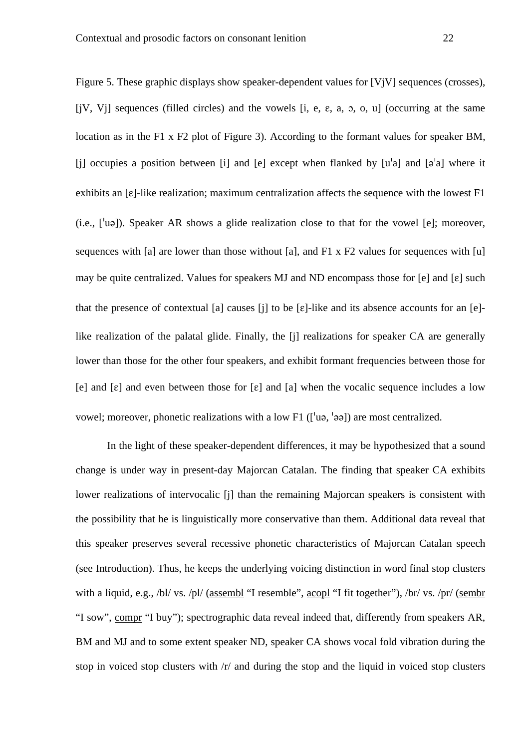Figure 5. These graphic displays show speaker-dependent values for [VjV] sequences (crosses), [jV, Vj] sequences (filled circles) and the vowels [i, e, ɛ, a, ɔ, o, u] (occurring at the same location as in the F1 x F2 plot of Figure 3). According to the formant values for speaker BM, [j] occupies a position between [i] and [e] except when flanked by [uˈa] and [əˈa] where it exhibits an [ɛ]-like realization; maximum centralization affects the sequence with the lowest F1 (i.e., [ˈuə]). Speaker AR shows a glide realization close to that for the vowel [e]; moreover, sequences with [a] are lower than those without [a], and F1 x F2 values for sequences with [u] may be quite centralized. Values for speakers MJ and ND encompass those for [e] and [ɛ] such that the presence of contextual [a] causes [j] to be [ɛ]-like and its absence accounts for an [e]-like realization of the palatal glide. Finally, the [j] realizations for speaker CA are generally lower than those for the other four speakers, and exhibit formant frequencies between those for [e] and [ɛ] and even between those for [ɛ] and [a] when the vocalic sequence includes a low vowel; moreover, phonetic realizations with a low F1 ([ˈuə, ˈəə]) are most centralized.

In the light of these speaker-dependent differences, it may be hypothesized that a sound change is under way in present-day Majorcan Catalan. The finding that speaker CA exhibits lower realizations of intervocalic [j] than the remaining Majorcan speakers is consistent with the possibility that he is linguistically more conservative than them. Additional data reveal that this speaker preserves several recessive phonetic characteristics of Majorcan Catalan speech (see Introduction). Thus, he keeps the underlying voicing distinction in word final stop clusters with a liquid, e.g., /bl/ vs. /pl/ (<u>assembl</u> "I resemble", <u>acopl</u> "I fit together"), /br/ vs. /pr/ (<u>sembr</u> "I sow", <u>compr</u> "I buy"); spectrographic data reveal indeed that, differently from speakers AR, BM and MJ and to some extent speaker ND, speaker CA shows vocal fold vibration during the stop in voiced stop clusters with /r/ and during the stop and the liquid in voiced stop clusters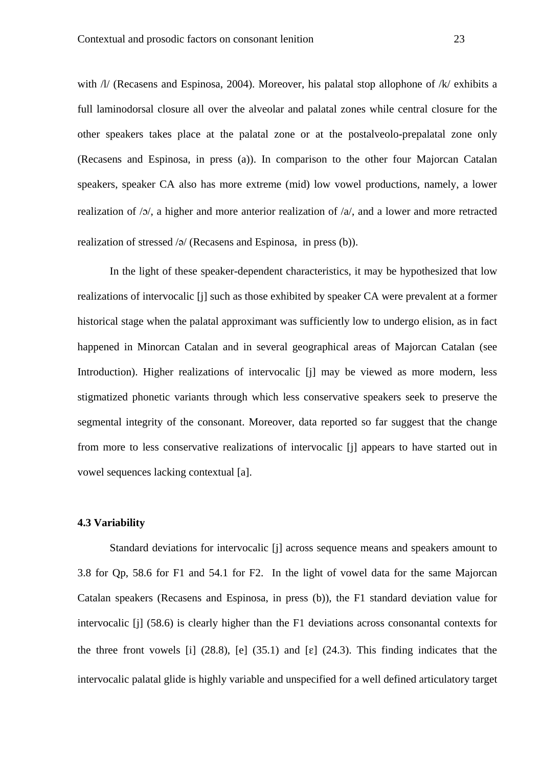with /l/ (Recasens and Espinosa, 2004). Moreover, his palatal stop allophone of /k/ exhibits a full laminodorsal closure all over the alveolar and palatal zones while central closure for the other speakers takes place at the palatal zone or at the postalveolo-prepalatal zone only (Recasens and Espinosa, in press (a)). In comparison to the other four Majorcan Catalan speakers, speaker CA also has more extreme (mid) low vowel productions, namely, a lower realization of /ɔ/, a higher and more anterior realization of /a/, and a lower and more retracted realization of stressed /ə/ (Recasens and Espinosa, in press (b)).

In the light of these speaker-dependent characteristics, it may be hypothesized that low realizations of intervocalic [j] such as those exhibited by speaker CA were prevalent at a former historical stage when the palatal approximant was sufficiently low to undergo elision, as in fact happened in Minorcan Catalan and in several geographical areas of Majorcan Catalan (see Introduction). Higher realizations of intervocalic [j] may be viewed as more modern, less stigmatized phonetic variants through which less conservative speakers seek to preserve the segmental integrity of the consonant. Moreover, data reported so far suggest that the change from more to less conservative realizations of intervocalic [j] appears to have started out in vowel sequences lacking contextual [a].

### 4.3 Variability

Standard deviations for intervocalic [j] across sequence means and speakers amount to 3.8 for Qp, 58.6 for F1 and 54.1 for F2. In the light of vowel data for the same Majorcan Catalan speakers (Recasens and Espinosa, in press (b)), the F1 standard deviation value for intervocalic [j] (58.6) is clearly higher than the F1 deviations across consonantal contexts for the three front vowels [i] (28.8), [e] (35.1) and [ɛ] (24.3). This finding indicates that the intervocalic palatal glide is highly variable and unspecified for a well defined articulatory target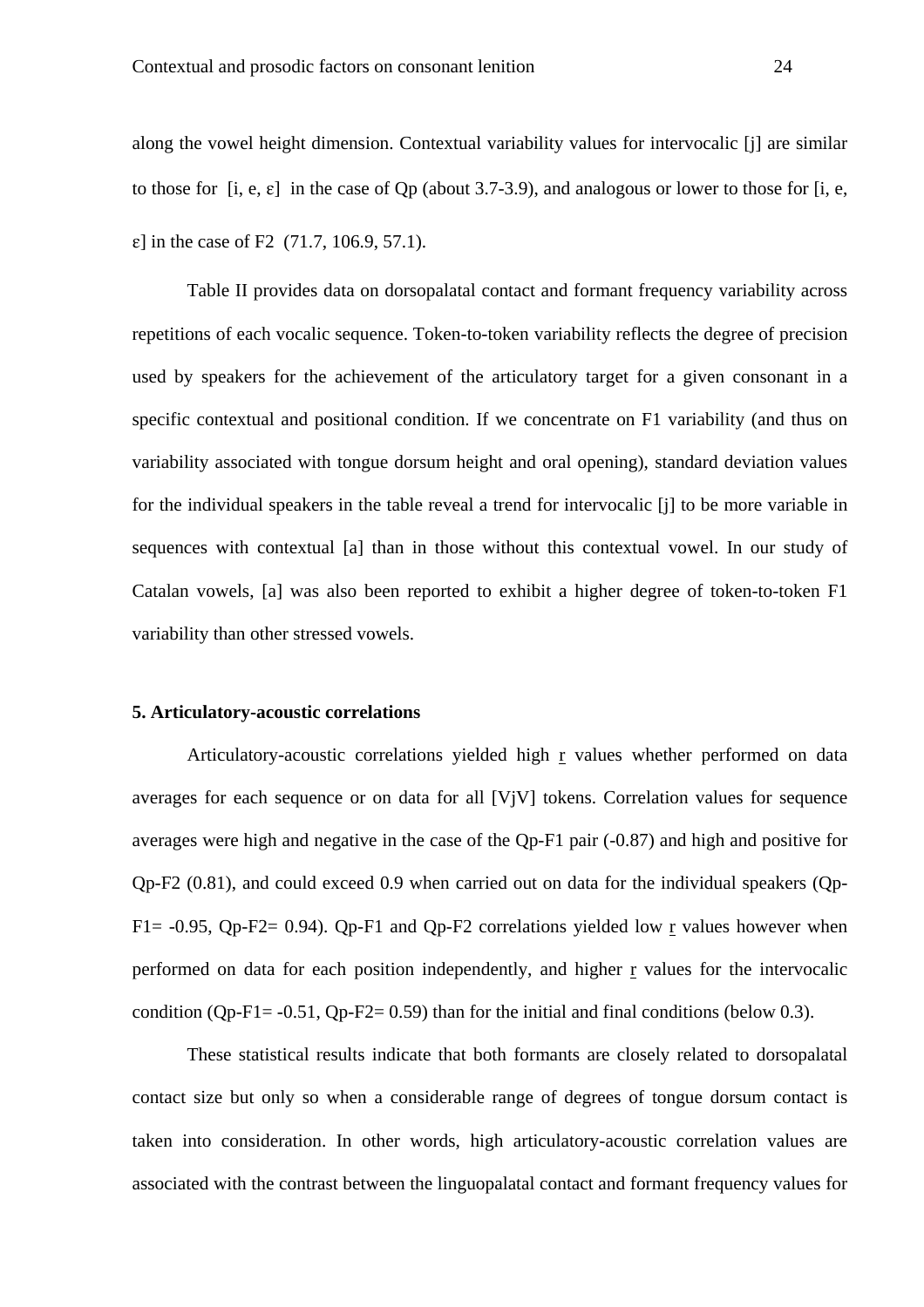along the vowel height dimension. Contextual variability values for intervocalic [j] are similar to those for [i, e, ɛ] in the case of Qp (about 3.7-3.9), and analogous or lower to those for [i, e, ɛ] in the case of F2 (71.7, 106.9, 57.1).

Table II provides data on dorsopalatal contact and formant frequency variability across repetitions of each vocalic sequence. Token-to-token variability reflects the degree of precision used by speakers for the achievement of the articulatory target for a given consonant in a specific contextual and positional condition. If we concentrate on F1 variability (and thus on variability associated with tongue dorsum height and oral opening), standard deviation values for the individual speakers in the table reveal a trend for intervocalic [j] to be more variable in sequences with contextual [a] than in those without this contextual vowel. In our study of Catalan vowels, [a] was also been reported to exhibit a higher degree of token-to-token F1 variability than other stressed vowels.

### 5. Articulatory-acoustic correlations

Articulatory-acoustic correlations yielded high r values whether performed on data averages for each sequence or on data for all [VjV] tokens. Correlation values for sequence averages were high and negative in the case of the Qp-F1 pair (-0.87) and high and positive for Qp-F2 (0.81), and could exceed 0.9 when carried out on data for the individual speakers (Qp-F1= -0.95, Qp-F2= 0.94). Qp-F1 and Qp-F2 correlations yielded low r values however when performed on data for each position independently, and higher r values for the intervocalic condition (Qp-F1= -0.51, Qp-F2= 0.59) than for the initial and final conditions (below 0.3).

These statistical results indicate that both formants are closely related to dorsopalatal contact size but only so when a considerable range of degrees of tongue dorsum contact is taken into consideration. In other words, high articulatory-acoustic correlation values are associated with the contrast between the linguopalatal contact and formant frequency values for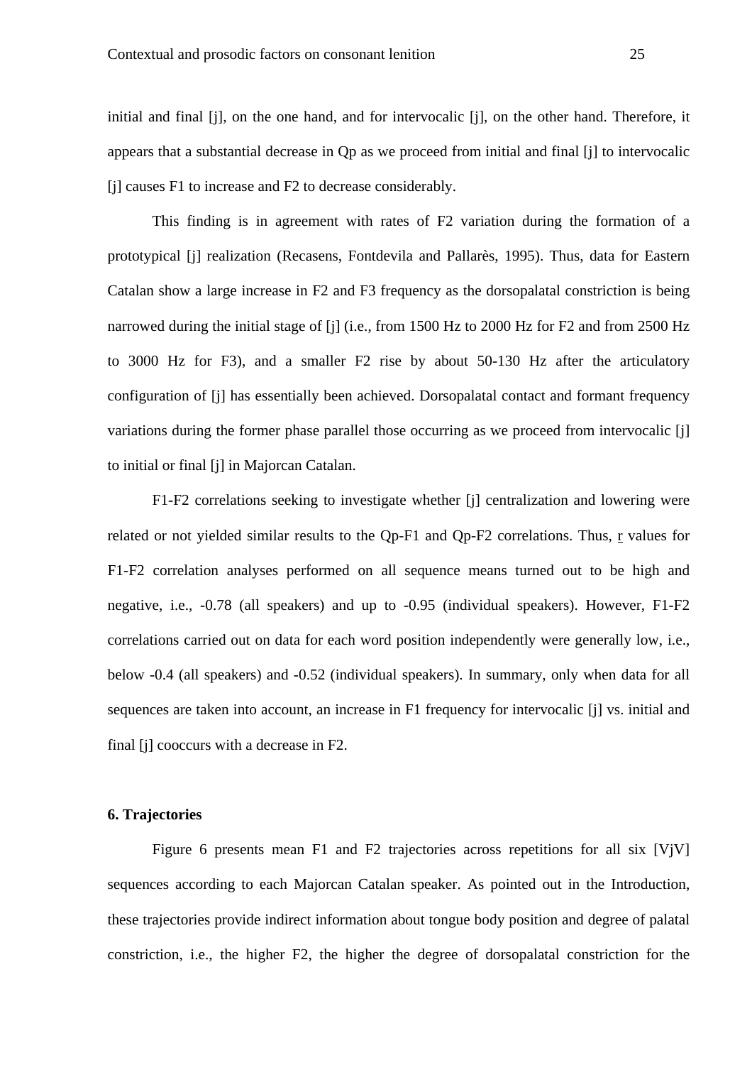initial and final [j], on the one hand, and for intervocalic [j], on the other hand. Therefore, it appears that a substantial decrease in Qp as we proceed from initial and final [j] to intervocalic [j] causes F1 to increase and F2 to decrease considerably.

This finding is in agreement with rates of F2 variation during the formation of a prototypical [j] realization (Recasens, Fontdevila and Pallarès, 1995). Thus, data for Eastern Catalan show a large increase in F2 and F3 frequency as the dorsopalatal constriction is being narrowed during the initial stage of [j] (i.e., from 1500 Hz to 2000 Hz for F2 and from 2500 Hz to 3000 Hz for F3), and a smaller F2 rise by about 50-130 Hz after the articulatory configuration of [j] has essentially been achieved. Dorsopalatal contact and formant frequency variations during the former phase parallel those occurring as we proceed from intervocalic [j] to initial or final [j] in Majorcan Catalan.

F1-F2 correlations seeking to investigate whether [j] centralization and lowering were related or not yielded similar results to the Qp-F1 and Qp-F2 correlations. Thus, r values for F1-F2 correlation analyses performed on all sequence means turned out to be high and negative, i.e., -0.78 (all speakers) and up to -0.95 (individual speakers). However, F1-F2 correlations carried out on data for each word position independently were generally low, i.e., below -0.4 (all speakers) and -0.52 (individual speakers). In summary, only when data for all sequences are taken into account, an increase in F1 frequency for intervocalic [j] vs. initial and final [j] cooccurs with a decrease in F2.

## 6. Trajectories

Figure 6 presents mean F1 and F2 trajectories across repetitions for all six [VjV] sequences according to each Majorcan Catalan speaker. As pointed out in the Introduction, these trajectories provide indirect information about tongue body position and degree of palatal constriction, i.e., the higher F2, the higher the degree of dorsopalatal constriction for the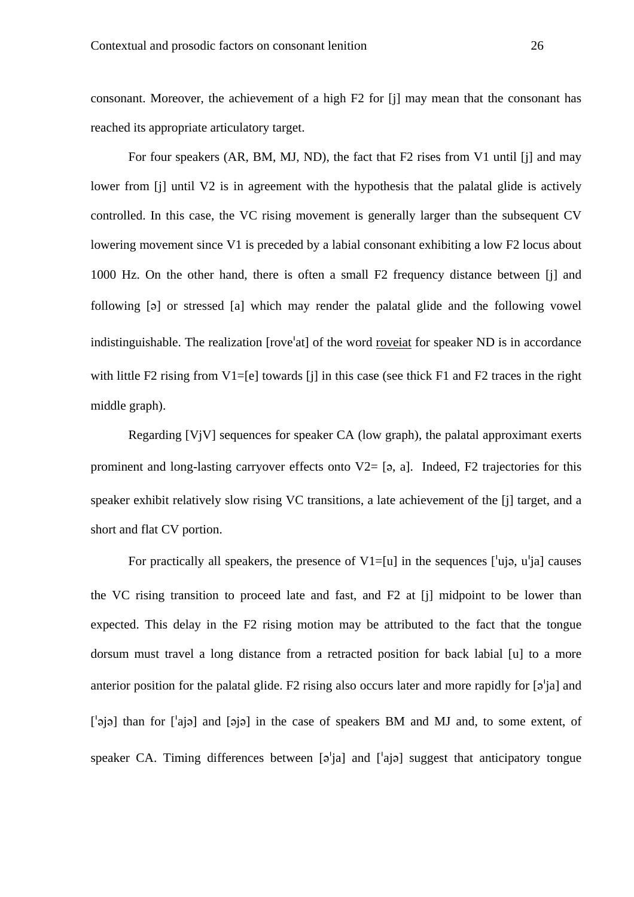consonant. Moreover, the achievement of a high F2 for [j] may mean that the consonant has reached its appropriate articulatory target.

For four speakers (AR, BM, MJ, ND), the fact that F2 rises from V1 until [j] and may lower from [j] until V2 is in agreement with the hypothesis that the palatal glide is actively controlled. In this case, the VC rising movement is generally larger than the subsequent CV lowering movement since V1 is preceded by a labial consonant exhibiting a low F2 locus about 1000 Hz. On the other hand, there is often a small F2 frequency distance between [j] and following [ə] or stressed [a] which may render the palatal glide and the following vowel indistinguishable. The realization [roveˈat] of the word <u>roveiat</u> for speaker ND is in accordance with little F2 rising from V1=[e] towards [j] in this case (see thick F1 and F2 traces in the right middle graph).

Regarding [VjV] sequences for speaker CA (low graph), the palatal approximant exerts prominent and long-lasting carryover effects onto V2= [ə, a]. Indeed, F2 trajectories for this speaker exhibit relatively slow rising VC transitions, a late achievement of the [j] target, and a short and flat CV portion.

For practically all speakers, the presence of V1=[u] in the sequences [ˈujə, uˈja] causes the VC rising transition to proceed late and fast, and F2 at [j] midpoint to be lower than expected. This delay in the F2 rising motion may be attributed to the fact that the tongue dorsum must travel a long distance from a retracted position for back labial [u] to a more anterior position for the palatal glide. F2 rising also occurs later and more rapidly for [əˈja] and [ˈəjə] than for [ˈajə] and [əjə] in the case of speakers BM and MJ and, to some extent, of speaker CA. Timing differences between [əˈja] and [ˈajə] suggest that anticipatory tongue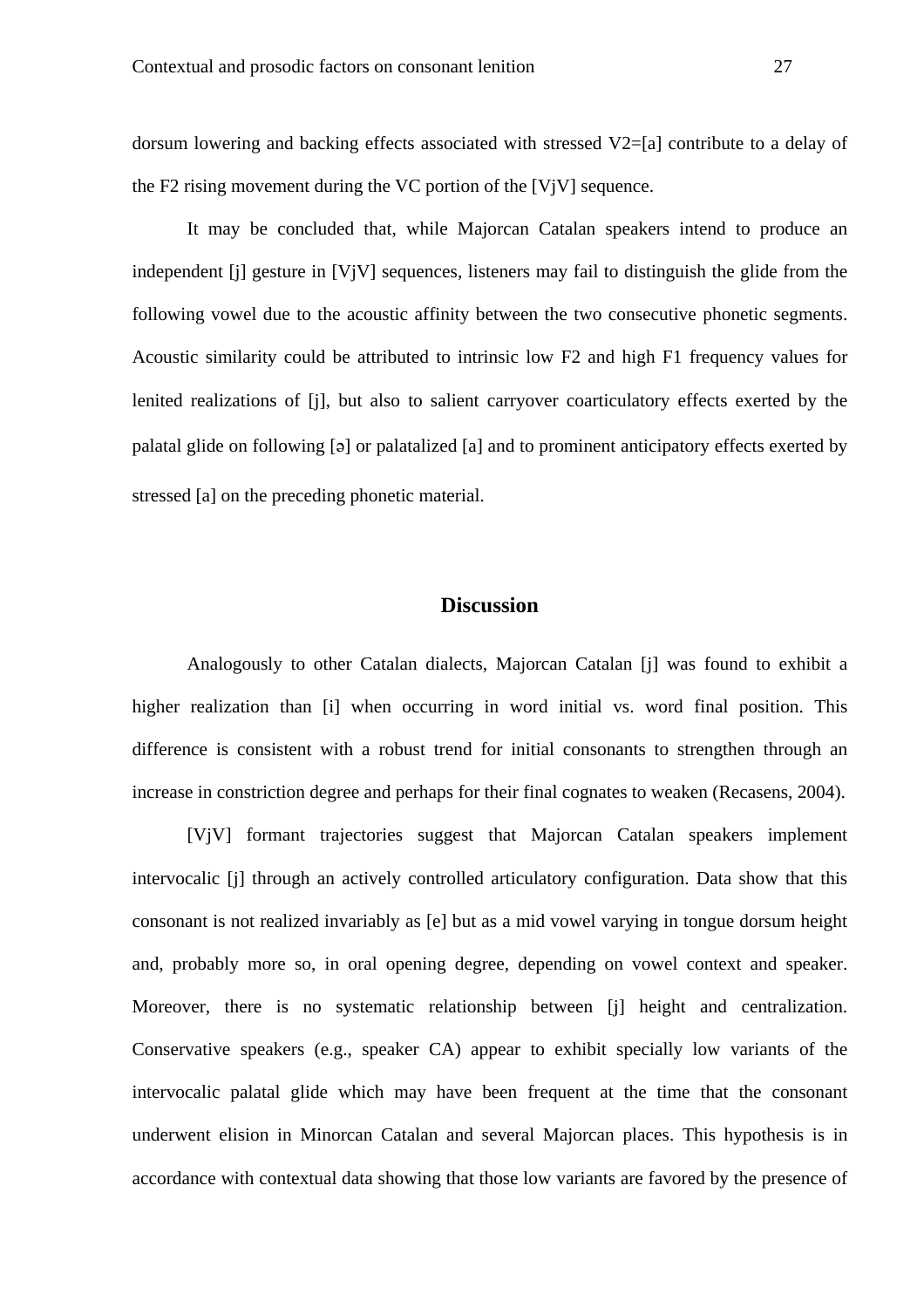dorsum lowering and backing effects associated with stressed V2=[a] contribute to a delay of the F2 rising movement during the VC portion of the [VjV] sequence.

It may be concluded that, while Majorcan Catalan speakers intend to produce an independent [j] gesture in [VjV] sequences, listeners may fail to distinguish the glide from the following vowel due to the acoustic affinity between the two consecutive phonetic segments. Acoustic similarity could be attributed to intrinsic low F2 and high F1 frequency values for lenited realizations of [j], but also to salient carryover coarticulatory effects exerted by the palatal glide on following [ə] or palatalized [a] and to prominent anticipatory effects exerted by stressed [a] on the preceding phonetic material.

## Discussion

Analogously to other Catalan dialects, Majorcan Catalan [j] was found to exhibit a higher realization than [i] when occurring in word initial vs. word final position. This difference is consistent with a robust trend for initial consonants to strengthen through an increase in constriction degree and perhaps for their final cognates to weaken (Recasens, 2004).

[VjV] formant trajectories suggest that Majorcan Catalan speakers implement intervocalic [j] through an actively controlled articulatory configuration. Data show that this consonant is not realized invariably as [e] but as a mid vowel varying in tongue dorsum height and, probably more so, in oral opening degree, depending on vowel context and speaker. Moreover, there is no systematic relationship between [j] height and centralization. Conservative speakers (e.g., speaker CA) appear to exhibit specially low variants of the intervocalic palatal glide which may have been frequent at the time that the consonant underwent elision in Minorcan Catalan and several Majorcan places. This hypothesis is in accordance with contextual data showing that those low variants are favored by the presence of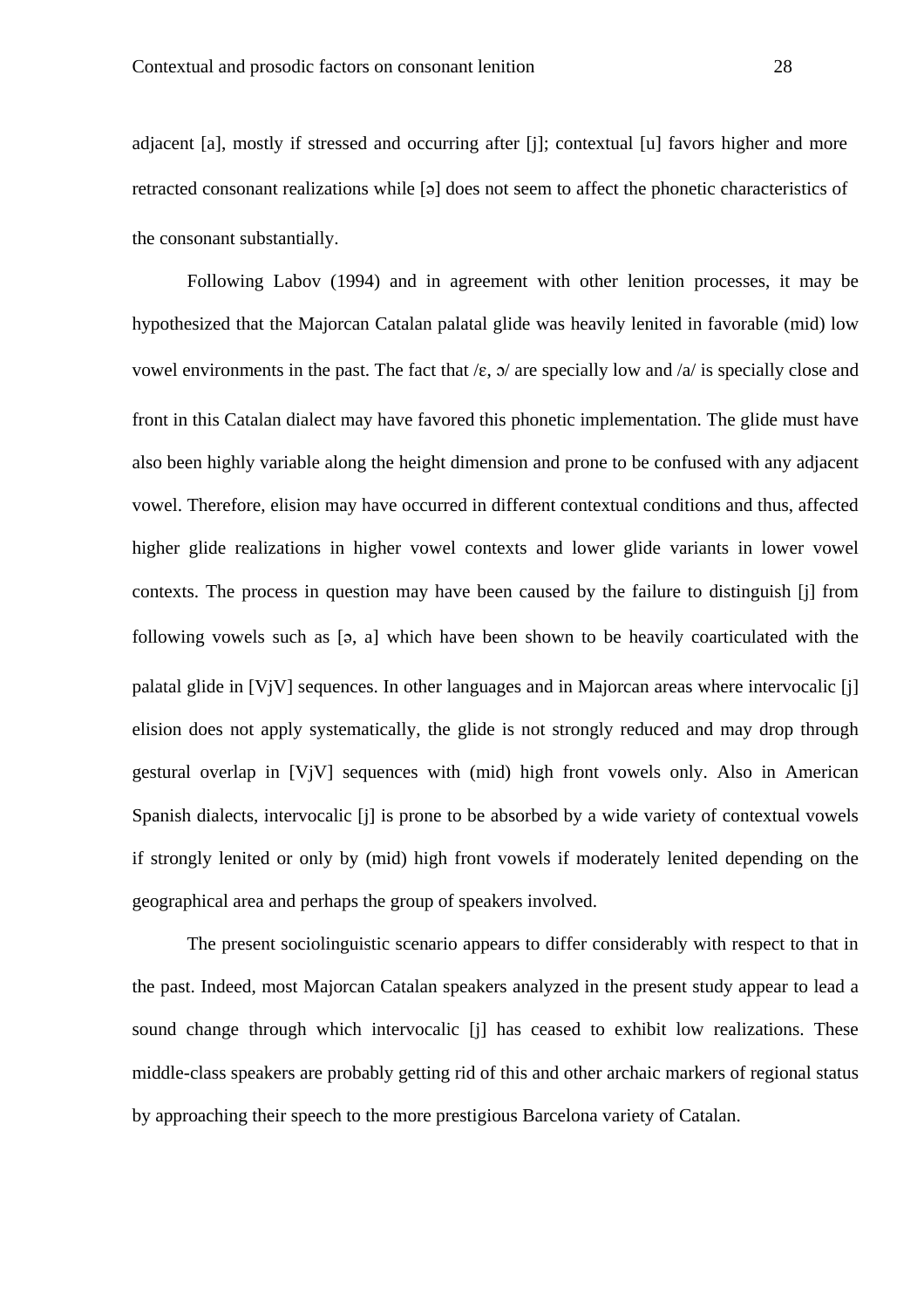adjacent [a], mostly if stressed and occurring after [j]; contextual [u] favors higher and more retracted consonant realizations while [ə] does not seem to affect the phonetic characteristics of the consonant substantially.

Following Labov (1994) and in agreement with other lenition processes, it may be hypothesized that the Majorcan Catalan palatal glide was heavily lenited in favorable (mid) low vowel environments in the past. The fact that /ɛ, ɔ/ are specially low and /a/ is specially close and front in this Catalan dialect may have favored this phonetic implementation. The glide must have also been highly variable along the height dimension and prone to be confused with any adjacent vowel. Therefore, elision may have occurred in different contextual conditions and thus, affected higher glide realizations in higher vowel contexts and lower glide variants in lower vowel contexts. The process in question may have been caused by the failure to distinguish [j] from following vowels such as [ə, a] which have been shown to be heavily coarticulated with the palatal glide in [VjV] sequences. In other languages and in Majorcan areas where intervocalic [j] elision does not apply systematically, the glide is not strongly reduced and may drop through gestural overlap in [VjV] sequences with (mid) high front vowels only. Also in American Spanish dialects, intervocalic [j] is prone to be absorbed by a wide variety of contextual vowels if strongly lenited or only by (mid) high front vowels if moderately lenited depending on the geographical area and perhaps the group of speakers involved.

The present sociolinguistic scenario appears to differ considerably with respect to that in the past. Indeed, most Majorcan Catalan speakers analyzed in the present study appear to lead a sound change through which intervocalic [j] has ceased to exhibit low realizations. These middle-class speakers are probably getting rid of this and other archaic markers of regional status by approaching their speech to the more prestigious Barcelona variety of Catalan.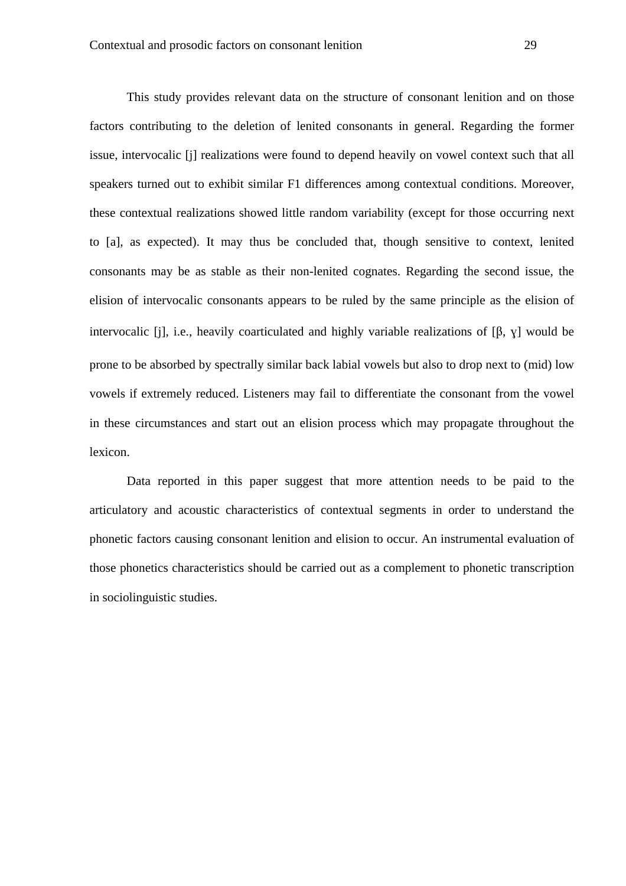This study provides relevant data on the structure of consonant lenition and on those factors contributing to the deletion of lenited consonants in general. Regarding the former issue, intervocalic [j] realizations were found to depend heavily on vowel context such that all speakers turned out to exhibit similar F1 differences among contextual conditions. Moreover, these contextual realizations showed little random variability (except for those occurring next to [a], as expected). It may thus be concluded that, though sensitive to context, lenited consonants may be as stable as their non-lenited cognates. Regarding the second issue, the elision of intervocalic consonants appears to be ruled by the same principle as the elision of intervocalic [j], i.e., heavily coarticulated and highly variable realizations of [β, ɣ] would be prone to be absorbed by spectrally similar back labial vowels but also to drop next to (mid) low vowels if extremely reduced. Listeners may fail to differentiate the consonant from the vowel in these circumstances and start out an elision process which may propagate throughout the lexicon.

Data reported in this paper suggest that more attention needs to be paid to the articulatory and acoustic characteristics of contextual segments in order to understand the phonetic factors causing consonant lenition and elision to occur. An instrumental evaluation of those phonetics characteristics should be carried out as a complement to phonetic transcription in sociolinguistic studies.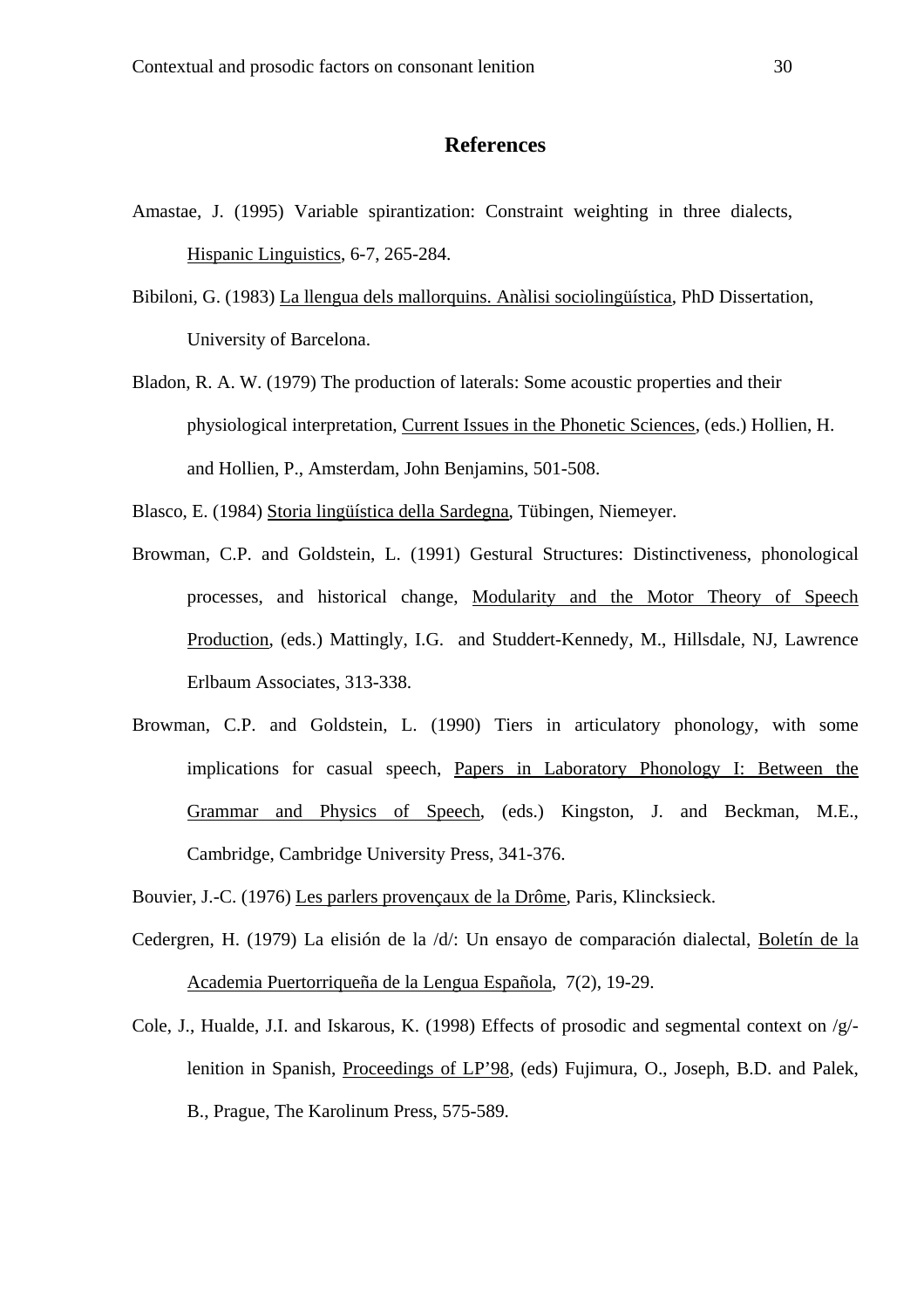## References

Amastae, J. (1995) Variable spirantization: Constraint weighting in three dialects, Hispanic Linguistics, 6-7, 265-284.

Bibiloni, G. (1983) La llengua dels mallorquins. Anàlisi sociolingüística, PhD Dissertation, University of Barcelona.

Bladon, R. A. W. (1979) The production of laterals: Some acoustic properties and their physiological interpretation, Current Issues in the Phonetic Sciences, (eds.) Hollien, H. and Hollien, P., Amsterdam, John Benjamins, 501-508.

Blasco, E. (1984) Storia lingüística della Sardegna, Tübingen, Niemeyer.

Browman, C.P. and Goldstein, L. (1991) Gestural Structures: Distinctiveness, phonological processes, and historical change, Modularity and the Motor Theory of Speech Production, (eds.) Mattingly, I.G. and Studdert-Kennedy, M., Hillsdale, NJ, Lawrence Erlbaum Associates, 313-338.

Browman, C.P. and Goldstein, L. (1990) Tiers in articulatory phonology, with some implications for casual speech, Papers in Laboratory Phonology I: Between the Grammar and Physics of Speech, (eds.) Kingston, J. and Beckman, M.E., Cambridge, Cambridge University Press, 341-376.

Bouvier, J.-C. (1976) Les parlers provençaux de la Drôme, Paris, Klincksieck.

Cedergren, H. (1979) La elisión de la /d/: Un ensayo de comparación dialectal, Boletín de la Academia Puertorriqueña de la Lengua Española, 7(2), 19-29.

Cole, J., Hualde, J.I. and Iskarous, K. (1998) Effects of prosodic and segmental context on /g/-lenition in Spanish, Proceedings of LP'98, (eds) Fujimura, O., Joseph, B.D. and Palek, B., Prague, The Karolinum Press, 575-589.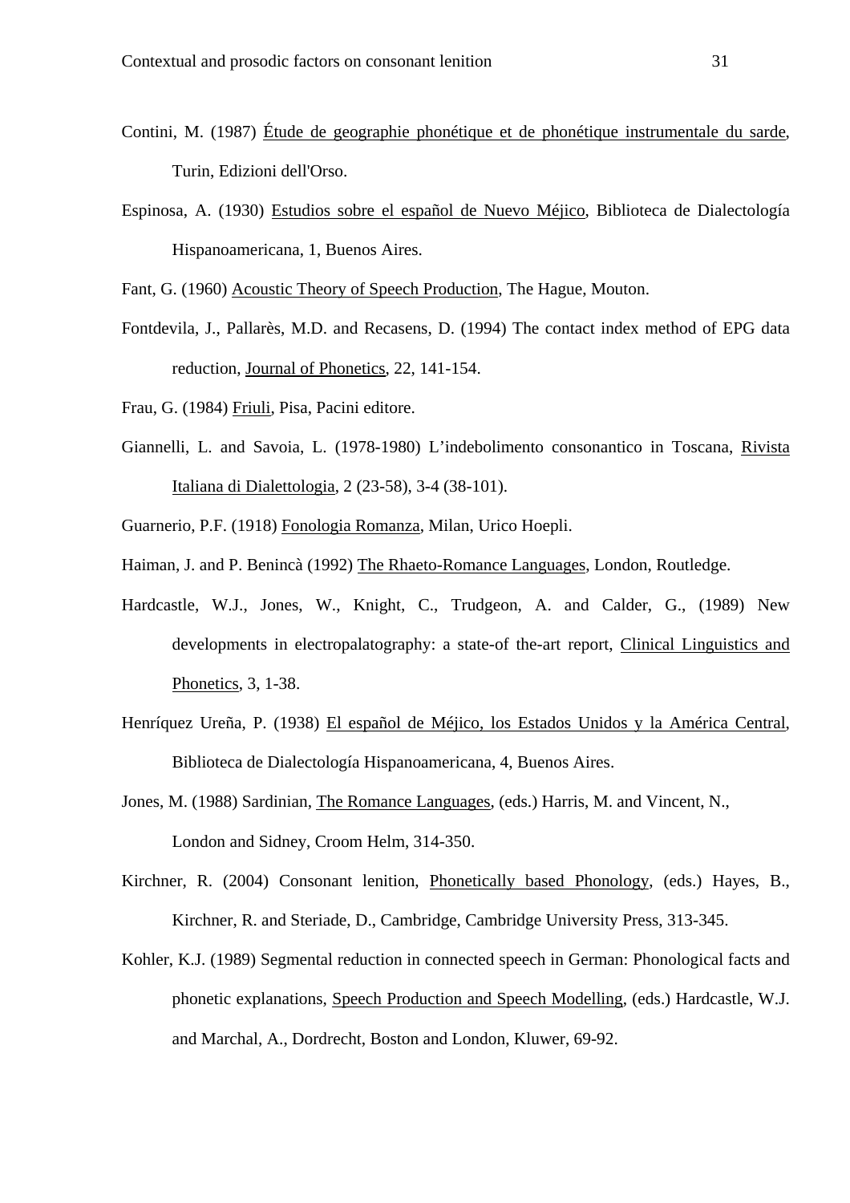Contini, M. (1987) Étude de geographie phonétique et de phonétique instrumentale du sarde, Turin, Edizioni dell'Orso.

Espinosa, A. (1930) Estudios sobre el español de Nuevo Méjico, Biblioteca de Dialectología Hispanoamericana, 1, Buenos Aires.

Fant, G. (1960) Acoustic Theory of Speech Production, The Hague, Mouton.

Fontdevila, J., Pallarès, M.D. and Recasens, D. (1994) The contact index method of EPG data reduction, Journal of Phonetics, 22, 141-154.

Frau, G. (1984) Friuli, Pisa, Pacini editore.

Giannelli, L. and Savoia, L. (1978-1980) L'indebolimento consonantico in Toscana, Rivista Italiana di Dialettologia, 2 (23-58), 3-4 (38-101).

Guarnerio, P.F. (1918) Fonologia Romanza, Milan, Urico Hoepli.

Haiman, J. and P. Benincà (1992) The Rhaeto-Romance Languages, London, Routledge.

Hardcastle, W.J., Jones, W., Knight, C., Trudgeon, A. and Calder, G., (1989) New developments in electropalatography: a state-of the-art report, Clinical Linguistics and Phonetics, 3, 1-38.

Henríquez Ureña, P. (1938) El español de Méjico, los Estados Unidos y la América Central, Biblioteca de Dialectología Hispanoamericana, 4, Buenos Aires.

Jones, M. (1988) Sardinian, The Romance Languages, (eds.) Harris, M. and Vincent, N., London and Sidney, Croom Helm, 314-350.

Kirchner, R. (2004) Consonant lenition, Phonetically based Phonology, (eds.) Hayes, B., Kirchner, R. and Steriade, D., Cambridge, Cambridge University Press, 313-345.

Kohler, K.J. (1989) Segmental reduction in connected speech in German: Phonological facts and phonetic explanations, Speech Production and Speech Modelling, (eds.) Hardcastle, W.J. and Marchal, A., Dordrecht, Boston and London, Kluwer, 69-92.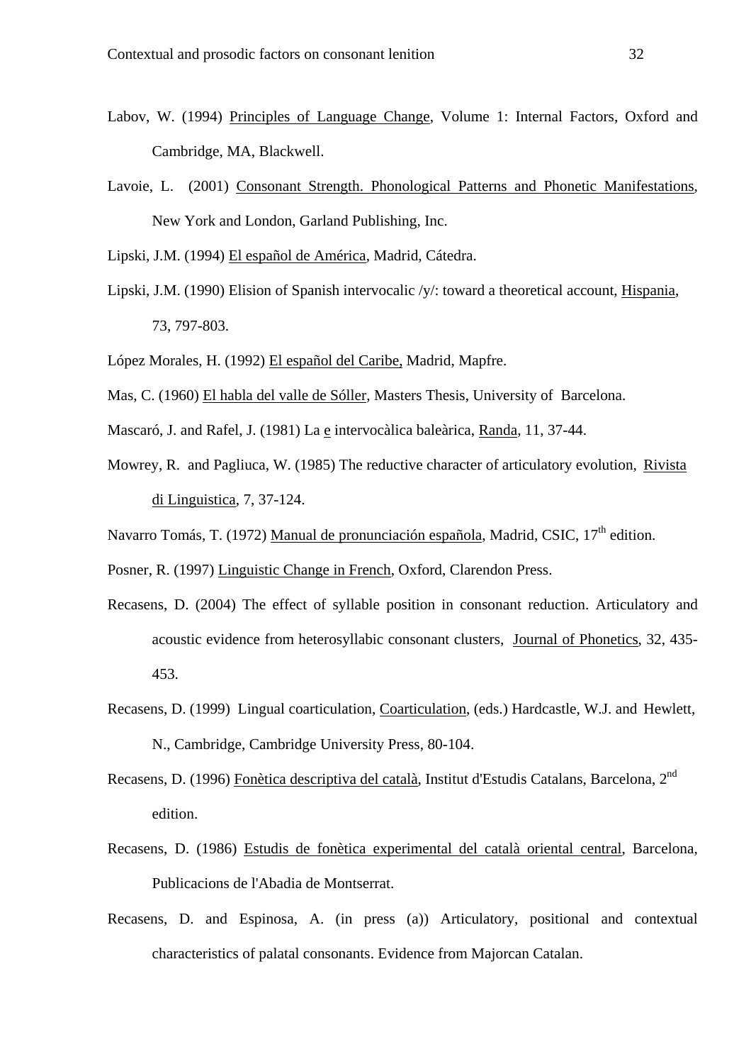Labov, W. (1994) Principles of Language Change, Volume 1: Internal Factors, Oxford and Cambridge, MA, Blackwell.

Lavoie, L. (2001) Consonant Strength. Phonological Patterns and Phonetic Manifestations, New York and London, Garland Publishing, Inc.

Lipski, J.M. (1994) El español de América, Madrid, Cátedra.

Lipski, J.M. (1990) Elision of Spanish intervocalic /y/: toward a theoretical account, Hispania, 73, 797-803.

López Morales, H. (1992) El español del Caribe, Madrid, Mapfre.

Mas, C. (1960) El habla del valle de Sóller, Masters Thesis, University of Barcelona.

Mascaró, J. and Rafel, J. (1981) La e intervocàlica baleàrica, Randa, 11, 37-44.

Mowrey, R. and Pagliuca, W. (1985) The reductive character of articulatory evolution, Rivista di Linguistica, 7, 37-124.

Navarro Tomás, T. (1972) Manual de pronunciación española, Madrid, CSIC, 17th edition.

Posner, R. (1997) Linguistic Change in French, Oxford, Clarendon Press.

Recasens, D. (2004) The effect of syllable position in consonant reduction. Articulatory and acoustic evidence from heterosyllabic consonant clusters, Journal of Phonetics, 32, 435-453.

Recasens, D. (1999) Lingual coarticulation, Coarticulation, (eds.) Hardcastle, W.J. and Hewlett, N., Cambridge, Cambridge University Press, 80-104.

Recasens, D. (1996) Fonètica descriptiva del català, Institut d'Estudis Catalans, Barcelona, 2nd edition.

Recasens, D. (1986) Estudis de fonètica experimental del català oriental central, Barcelona, Publicacions de l'Abadia de Montserrat.

Recasens, D. and Espinosa, A. (in press (a)) Articulatory, positional and contextual characteristics of palatal consonants. Evidence from Majorcan Catalan.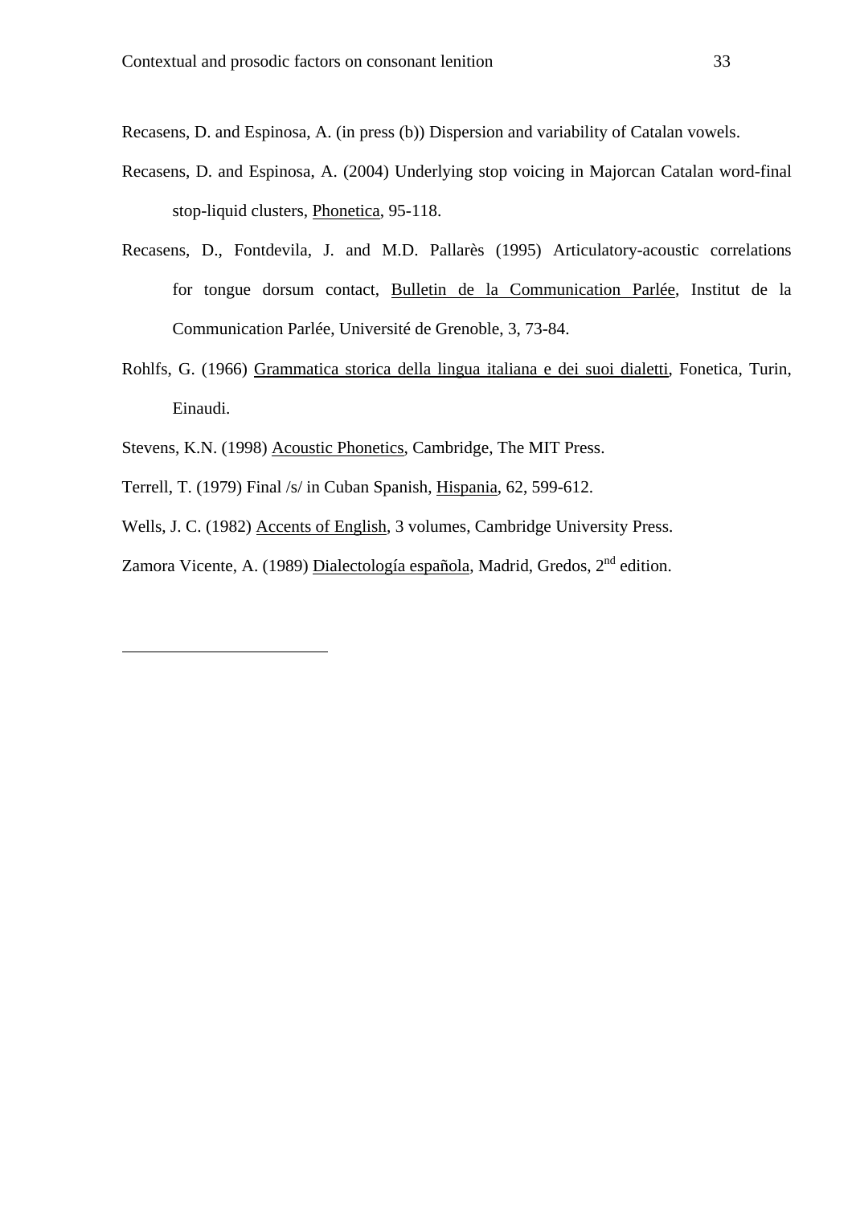Recasens, D. and Espinosa, A. (in press (b)) Dispersion and variability of Catalan vowels.

Recasens, D. and Espinosa, A. (2004) Underlying stop voicing in Majorcan Catalan word-final stop-liquid clusters, Phonetica, 95-118.

Recasens, D., Fontdevila, J. and M.D. Pallarès (1995) Articulatory-acoustic correlations for tongue dorsum contact, Bulletin de la Communication Parlée, Institut de la Communication Parlée, Université de Grenoble, 3, 73-84.

Rohlfs, G. (1966) Grammatica storica della lingua italiana e dei suoi dialetti, Fonetica, Turin, Einaudi.

Stevens, K.N. (1998) Acoustic Phonetics, Cambridge, The MIT Press.

Terrell, T. (1979) Final /s/ in Cuban Spanish, Hispania, 62, 599-612.

Wells, J. C. (1982) Accents of English, 3 volumes, Cambridge University Press.

Zamora Vicente, A. (1989) Dialectología española, Madrid, Gredos, 2nd edition.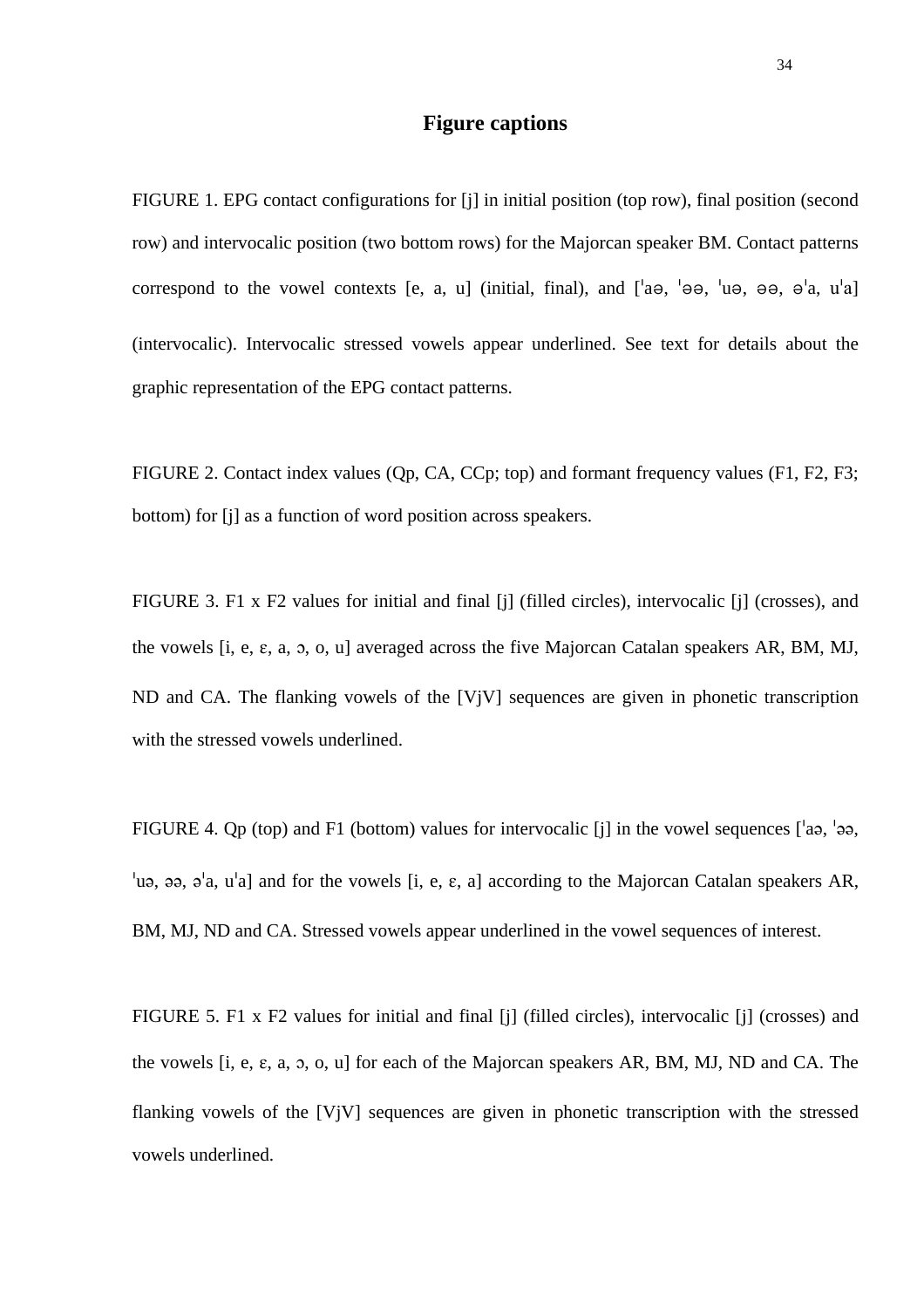# Figure captions

FIGURE 1. EPG contact configurations for [j] in initial position (top row), final position (second row) and intervocalic position (two bottom rows) for the Majorcan speaker BM. Contact patterns correspond to the vowel contexts [e, a, u] (initial, final), and [ˈaə, ˈəə, ˈuə, əə, əˈa, uˈa] (intervocalic). Intervocalic stressed vowels appear underlined. See text for details about the graphic representation of the EPG contact patterns.

FIGURE 2. Contact index values (Qp, CA, CCp; top) and formant frequency values (F1, F2, F3; bottom) for [j] as a function of word position across speakers.

FIGURE 3. F1 x F2 values for initial and final [j] (filled circles), intervocalic [j] (crosses), and the vowels [i, e, ɛ, a, ɔ, o, u] averaged across the five Majorcan Catalan speakers AR, BM, MJ, ND and CA. The flanking vowels of the [VjV] sequences are given in phonetic transcription with the stressed vowels underlined.

FIGURE 4. Qp (top) and F1 (bottom) values for intervocalic [j] in the vowel sequences [ˈaə, ˈəə, ˈuə, əə, əˈa, uˈa] and for the vowels [i, e, ɛ, a] according to the Majorcan Catalan speakers AR, BM, MJ, ND and CA. Stressed vowels appear underlined in the vowel sequences of interest.

FIGURE 5. F1 x F2 values for initial and final [j] (filled circles), intervocalic [j] (crosses) and the vowels [i, e, ɛ, a, ɔ, o, u] for each of the Majorcan speakers AR, BM, MJ, ND and CA. The flanking vowels of the [VjV] sequences are given in phonetic transcription with the stressed vowels underlined.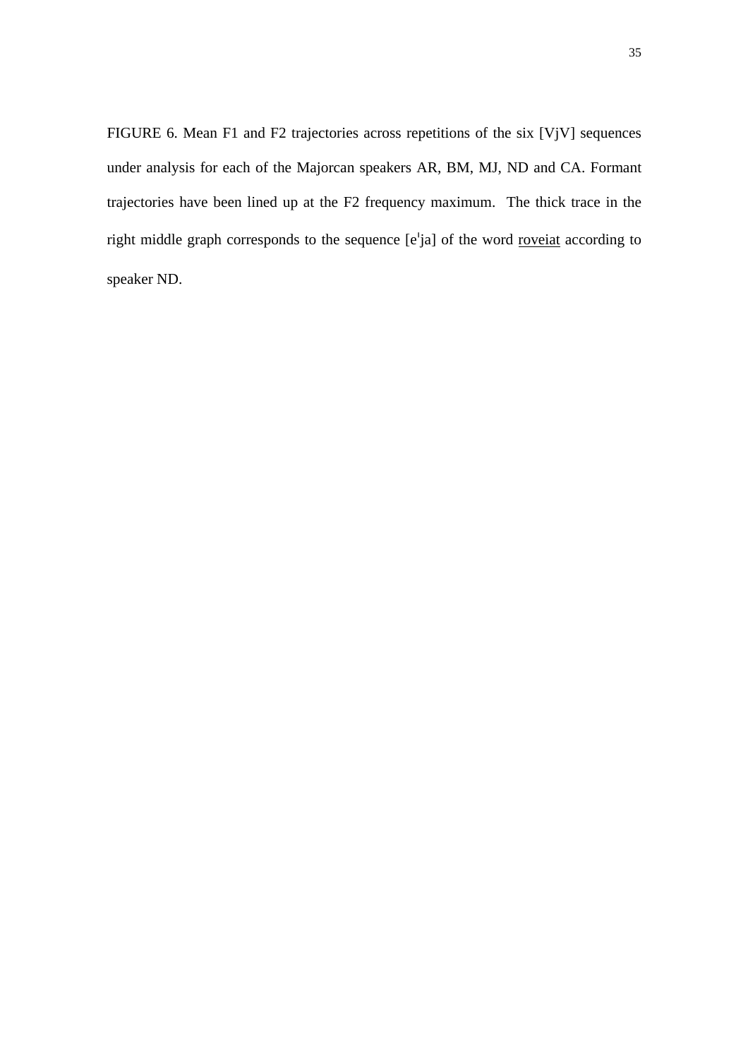FIGURE 6. Mean F1 and F2 trajectories across repetitions of the six [VjV] sequences under analysis for each of the Majorcan speakers AR, BM, MJ, ND and CA. Formant trajectories have been lined up at the F2 frequency maximum. The thick trace in the right middle graph corresponds to the sequence [eˈja] of the word <u>roveiat</u> according to speaker ND.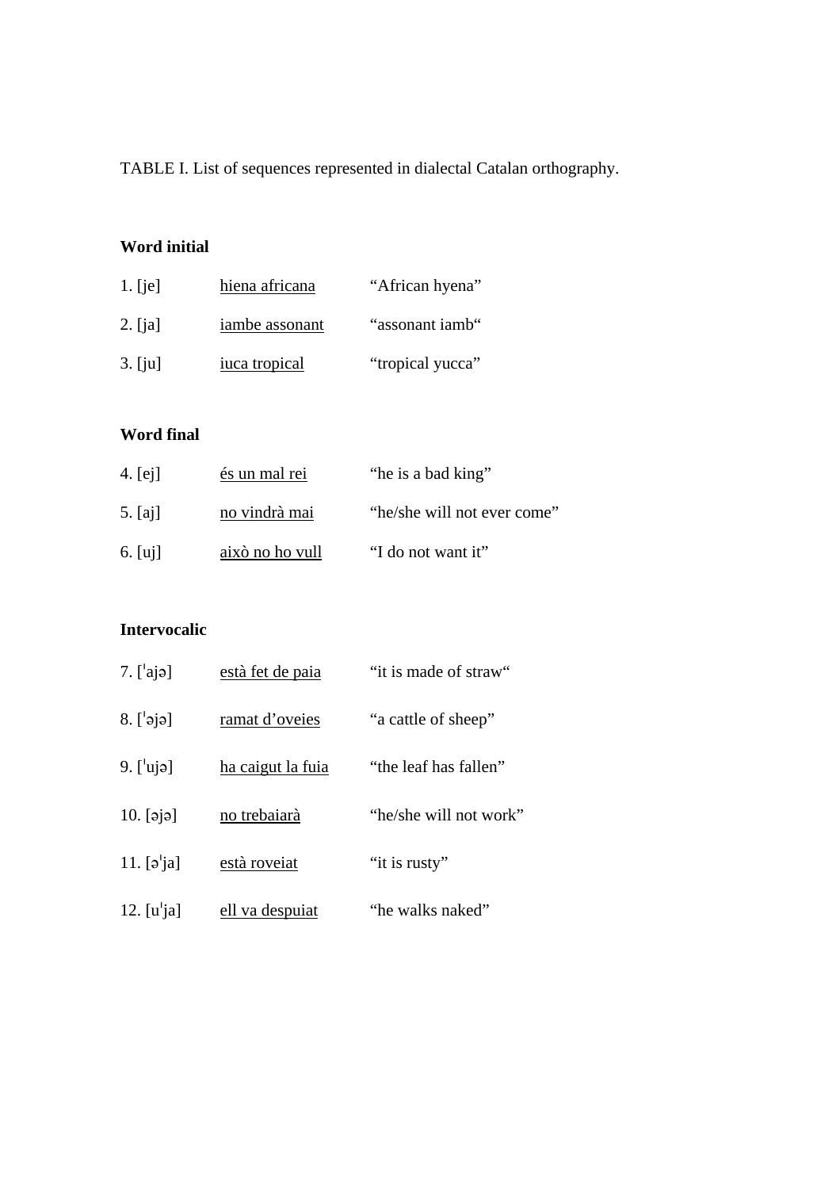TABLE I. List of sequences represented in dialectal Catalan orthography.

**Word initial**

| | | |
|---|---|---|
| 1. [je] | <u>hiena africana</u> | “African hyena” |
| 2. [ja] | <u>iambe assonant</u> | “assonant iamb“ |
| 3. [ju] | <u>iuca tropical</u> | “tropical yucca” |

**Word final**

| | | |
|---|---|---|
| 4. [ej] | <u>és un mal rei</u> | “he is a bad king” |
| 5. [aj] | <u>no vindrà mai</u> | “he/she will not ever come” |
| 6. [uj] | <u>això no ho vull</u> | “I do not want it” |

**Intervocalic**

| | | |
|---|---|---|
| 7. [ˈajə] | <u>està fet de paia</u> | “it is made of straw“ |
| 8. [ˈəjə] | <u>ramat d’oveies</u> | “a cattle of sheep” |
| 9. [ˈujə] | <u>ha caigut la fuia</u> | “the leaf has fallen” |
| 10. [əjə] | <u>no trebaiarà</u> | “he/she will not work” |
| 11. [əˈja] | <u>està roveiat</u> | “it is rusty” |
| 12. [uˈja] | <u>ell va despuiat</u> | “he walks naked” |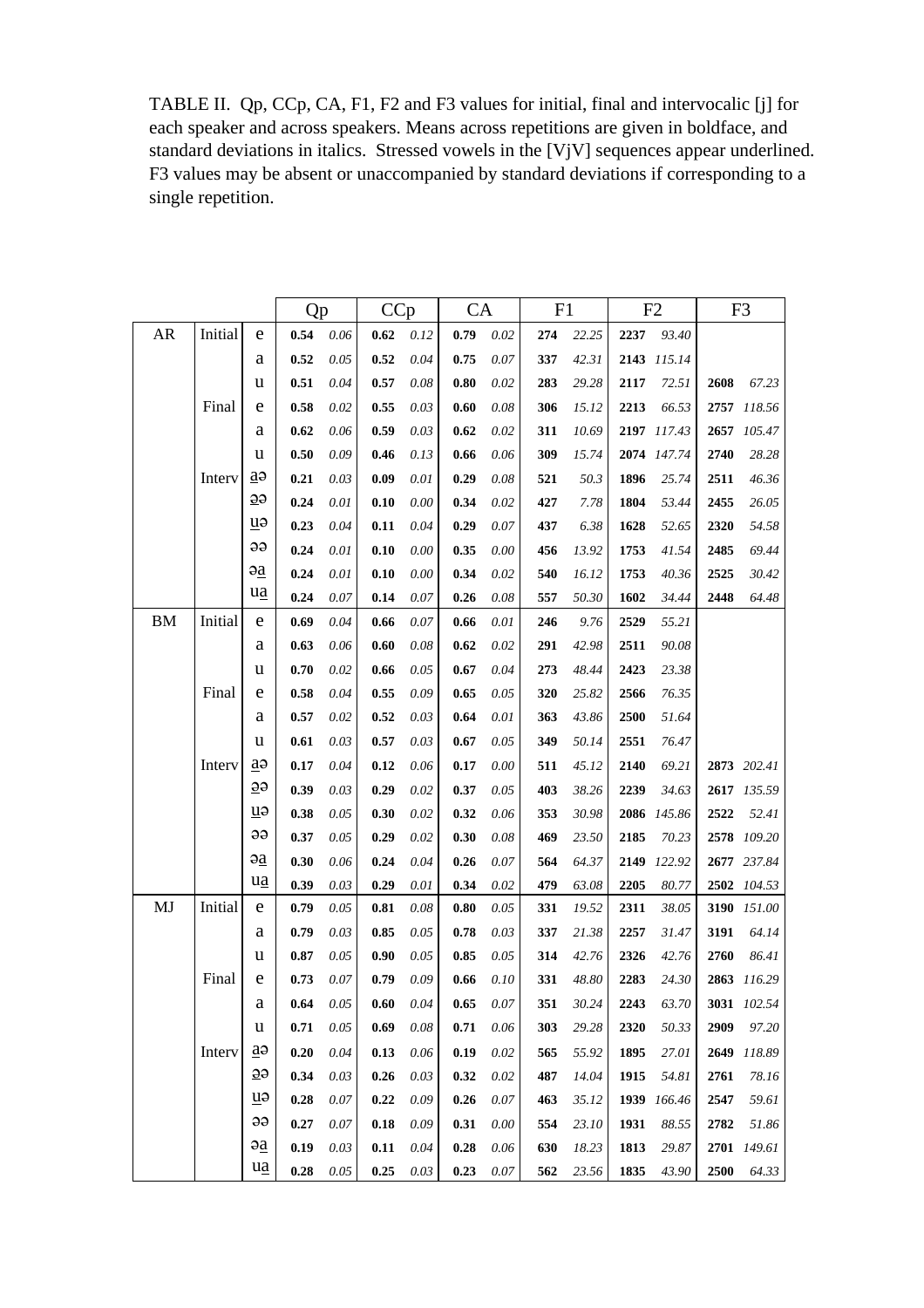TABLE II. Qp, CCp, CA, F1, F2 and F3 values for initial, final and intervocalic [j] for each speaker and across speakers. Means across repetitions are given in boldface, and standard deviations in italics. Stressed vowels in the [VjV] sequences appear underlined. F3 values may be absent or unaccompanied by standard deviations if corresponding to a single repetition.

| | | | Qp | | CCp | | CA | | F1 | | F2 | | F3 | |
|---|---|---|---|---|---|---|---|---|---|---|---|---|---|---|
| AR | Initial | e | **0.54** | *0.06* | **0.62** | *0.12* | **0.79** | *0.02* | **274** | *22.25* | **2237** | *93.40* | | |
| | | a | **0.52** | *0.05* | **0.52** | *0.04* | **0.75** | *0.07* | **337** | *42.31* | **2143** | *115.14* | | |
| | | u | **0.51** | *0.04* | **0.57** | *0.08* | **0.80** | *0.02* | **283** | *29.28* | **2117** | *72.51* | **2608** | *67.23* |
| | Final | e | **0.58** | *0.02* | **0.55** | *0.03* | **0.60** | *0.08* | **306** | *15.12* | **2213** | *66.53* | **2757** | *118.56* |
| | | a | **0.62** | *0.06* | **0.59** | *0.03* | **0.62** | *0.02* | **311** | *10.69* | **2197** | *117.43* | **2657** | *105.47* |
| | | u | **0.50** | *0.09* | **0.46** | *0.13* | **0.66** | *0.06* | **309** | *15.74* | **2074** | *147.74* | **2740** | *28.28* |
| | Interv | a̲ə | **0.21** | *0.03* | **0.09** | *0.01* | **0.29** | *0.08* | **521** | *50.3* | **1896** | *25.74* | **2511** | *46.36* |
| | | ə̲ə | **0.24** | *0.01* | **0.10** | *0.00* | **0.34** | *0.02* | **427** | *7.78* | **1804** | *53.44* | **2455** | *26.05* |
| | | u̲ə | **0.23** | *0.04* | **0.11** | *0.04* | **0.29** | *0.07* | **437** | *6.38* | **1628** | *52.65* | **2320** | *54.58* |
| | | əə | **0.24** | *0.01* | **0.10** | *0.00* | **0.35** | *0.00* | **456** | *13.92* | **1753** | *41.54* | **2485** | *69.44* |
| | | əa̲ | **0.24** | *0.01* | **0.10** | *0.00* | **0.34** | *0.02* | **540** | *16.12* | **1753** | *40.36* | **2525** | *30.42* |
| | | ua̲ | **0.24** | *0.07* | **0.14** | *0.07* | **0.26** | *0.08* | **557** | *50.30* | **1602** | *34.44* | **2448** | *64.48* |
| BM | Initial | e | **0.69** | *0.04* | **0.66** | *0.07* | **0.66** | *0.01* | **246** | *9.76* | **2529** | *55.21* | | |
| | | a | **0.63** | *0.06* | **0.60** | *0.08* | **0.62** | *0.02* | **291** | *42.98* | **2511** | *90.08* | | |
| | | u | **0.70** | *0.02* | **0.66** | *0.05* | **0.67** | *0.04* | **273** | *48.44* | **2423** | *23.38* | | |
| | Final | e | **0.58** | *0.04* | **0.55** | *0.09* | **0.65** | *0.05* | **320** | *25.82* | **2566** | *76.35* | | |
| | | a | **0.57** | *0.02* | **0.52** | *0.03* | **0.64** | *0.01* | **363** | *43.86* | **2500** | *51.64* | | |
| | | u | **0.61** | *0.03* | **0.57** | *0.03* | **0.67** | *0.05* | **349** | *50.14* | **2551** | *76.47* | | |
| | Interv | a̲ə | **0.17** | *0.04* | **0.12** | *0.06* | **0.17** | *0.00* | **511** | *45.12* | **2140** | *69.21* | **2873** | *202.41* |
| | | ə̲ə | **0.39** | *0.03* | **0.29** | *0.02* | **0.37** | *0.05* | **403** | *38.26* | **2239** | *34.63* | **2617** | *135.59* |
| | | u̲ə | **0.38** | *0.05* | **0.30** | *0.02* | **0.32** | *0.06* | **353** | *30.98* | **2086** | *145.86* | **2522** | *52.41* |
| | | əə | **0.37** | *0.05* | **0.29** | *0.02* | **0.30** | *0.08* | **469** | *23.50* | **2185** | *70.23* | **2578** | *109.20* |
| | | əa̲ | **0.30** | *0.06* | **0.24** | *0.04* | **0.26** | *0.07* | **564** | *64.37* | **2149** | *122.92* | **2677** | *237.84* |
| | | ua̲ | **0.39** | *0.03* | **0.29** | *0.01* | **0.34** | *0.02* | **479** | *63.08* | **2205** | *80.77* | **2502** | *104.53* |
| MJ | Initial | e | **0.79** | *0.05* | **0.81** | *0.08* | **0.80** | *0.05* | **331** | *19.52* | **2311** | *38.05* | **3190** | *151.00* |
| | | a | **0.79** | *0.03* | **0.85** | *0.05* | **0.78** | *0.03* | **337** | *21.38* | **2257** | *31.47* | **3191** | *64.14* |
| | | u | **0.87** | *0.05* | **0.90** | *0.05* | **0.85** | *0.05* | **314** | *42.76* | **2326** | *42.76* | **2760** | *86.41* |
| | Final | e | **0.73** | *0.07* | **0.79** | *0.09* | **0.66** | *0.10* | **331** | *48.80* | **2283** | *24.30* | **2863** | *116.29* |
| | | a | **0.64** | *0.05* | **0.60** | *0.04* | **0.65** | *0.07* | **351** | *30.24* | **2243** | *63.70* | **3031** | *102.54* |
| | | u | **0.71** | *0.05* | **0.69** | *0.08* | **0.71** | *0.06* | **303** | *29.28* | **2320** | *50.33* | **2909** | *97.20* |
| | Interv | a̲ə | **0.20** | *0.04* | **0.13** | *0.06* | **0.19** | *0.02* | **565** | *55.92* | **1895** | *27.01* | **2649** | *118.89* |
| | | ə̲ə | **0.34** | *0.03* | **0.26** | *0.03* | **0.32** | *0.02* | **487** | *14.04* | **1915** | *54.81* | **2761** | *78.16* |
| | | u̲ə | **0.28** | *0.07* | **0.22** | *0.09* | **0.26** | *0.07* | **463** | *35.12* | **1939** | *166.46* | **2547** | *59.61* |
| | | əə | **0.27** | *0.07* | **0.18** | *0.09* | **0.31** | *0.00* | **554** | *23.10* | **1931** | *88.55* | **2782** | *51.86* |
| | | əa̲ | **0.19** | *0.03* | **0.11** | *0.04* | **0.28** | *0.06* | **630** | *18.23* | **1813** | *29.87* | **2701** | *149.61* |
| | | ua̲ | **0.28** | *0.05* | **0.25** | *0.03* | **0.23** | *0.07* | **562** | *23.56* | **1835** | *43.90* | **2500** | *64.33* |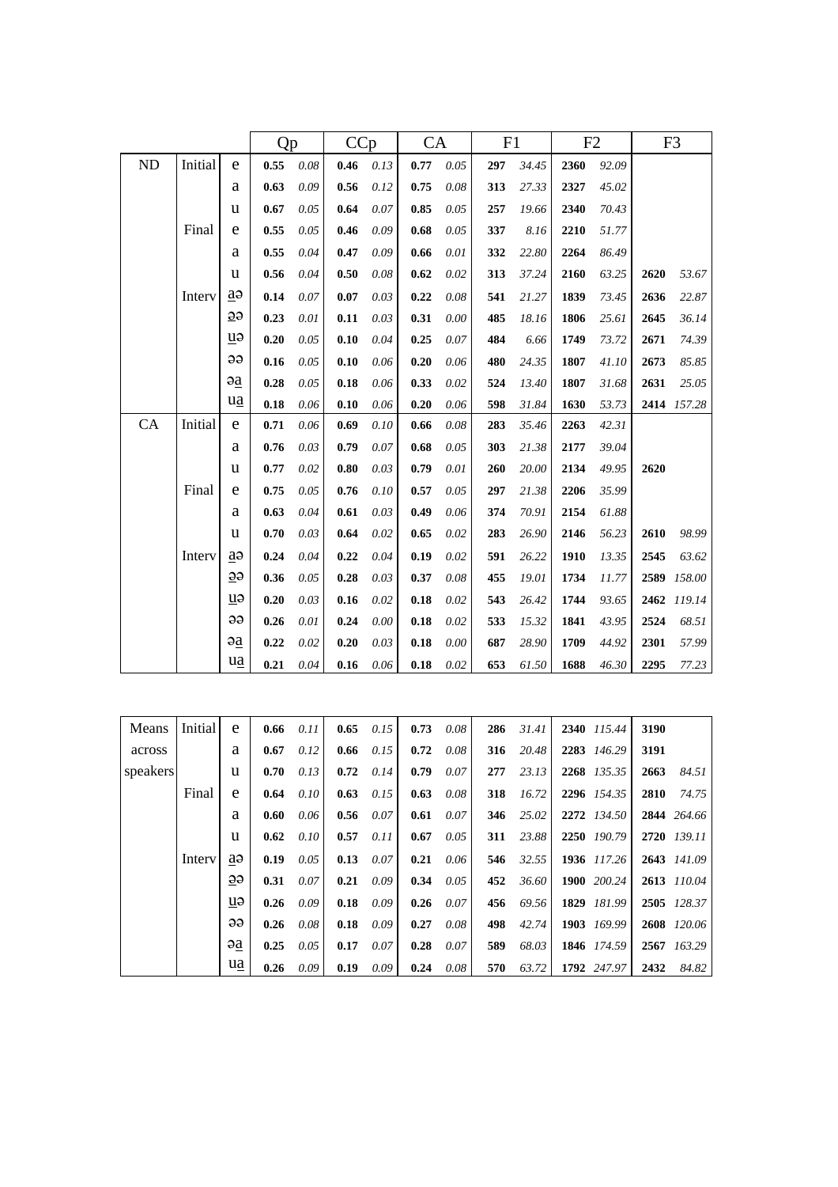| | | | Qp | | CCp | | CA | | F1 | | F2 | | F3 | |
|---|---|---|---|---|---|---|---|---|---|---|---|---|---|---|
| ND | Initial | e | **0.55** | *0.08* | **0.46** | *0.13* | **0.77** | *0.05* | **297** | *34.45* | **2360** | *92.09* | | |
| | | a | **0.63** | *0.09* | **0.56** | *0.12* | **0.75** | *0.08* | **313** | *27.33* | **2327** | *45.02* | | |
| | | u | **0.67** | *0.05* | **0.64** | *0.07* | **0.85** | *0.05* | **257** | *19.66* | **2340** | *70.43* | | |
| | Final | e | **0.55** | *0.05* | **0.46** | *0.09* | **0.68** | *0.05* | **337** | *8.16* | **2210** | *51.77* | | |
| | | a | **0.55** | *0.04* | **0.47** | *0.09* | **0.66** | *0.01* | **332** | *22.80* | **2264** | *86.49* | | |
| | | u | **0.56** | *0.04* | **0.50** | *0.08* | **0.62** | *0.02* | **313** | *37.24* | **2160** | *63.25* | **2620** | *53.67* |
| | Interv | a̲ə | **0.14** | *0.07* | **0.07** | *0.03* | **0.22** | *0.08* | **541** | *21.27* | **1839** | *73.45* | **2636** | *22.87* |
| | | ə̲ə | **0.23** | *0.01* | **0.11** | *0.03* | **0.31** | *0.00* | **485** | *18.16* | **1806** | *25.61* | **2645** | *36.14* |
| | | u̲ə | **0.20** | *0.05* | **0.10** | *0.04* | **0.25** | *0.07* | **484** | *6.66* | **1749** | *73.72* | **2671** | *74.39* |
| | | əə | **0.16** | *0.05* | **0.10** | *0.06* | **0.20** | *0.06* | **480** | *24.35* | **1807** | *41.10* | **2673** | *85.85* |
| | | əa̲ | **0.28** | *0.05* | **0.18** | *0.06* | **0.33** | *0.02* | **524** | *13.40* | **1807** | *31.68* | **2631** | *25.05* |
| | | ua̲ | **0.18** | *0.06* | **0.10** | *0.06* | **0.20** | *0.06* | **598** | *31.84* | **1630** | *53.73* | **2414** | *157.28* |
| CA | Initial | e | **0.71** | *0.06* | **0.69** | *0.10* | **0.66** | *0.08* | **283** | *35.46* | **2263** | *42.31* | | |
| | | a | **0.76** | *0.03* | **0.79** | *0.07* | **0.68** | *0.05* | **303** | *21.38* | **2177** | *39.04* | | |
| | | u | **0.77** | *0.02* | **0.80** | *0.03* | **0.79** | *0.01* | **260** | *20.00* | **2134** | *49.95* | **2620** | |
| | Final | e | **0.75** | *0.05* | **0.76** | *0.10* | **0.57** | *0.05* | **297** | *21.38* | **2206** | *35.99* | | |
| | | a | **0.63** | *0.04* | **0.61** | *0.03* | **0.49** | *0.06* | **374** | *70.91* | **2154** | *61.88* | | |
| | | u | **0.70** | *0.03* | **0.64** | *0.02* | **0.65** | *0.02* | **283** | *26.90* | **2146** | *56.23* | **2610** | *98.99* |
| | Interv | a̲ə | **0.24** | *0.04* | **0.22** | *0.04* | **0.19** | *0.02* | **591** | *26.22* | **1910** | *13.35* | **2545** | *63.62* |
| | | ə̲ə | **0.36** | *0.05* | **0.28** | *0.03* | **0.37** | *0.08* | **455** | *19.01* | **1734** | *11.77* | **2589** | *158.00* |
| | | u̲ə | **0.20** | *0.03* | **0.16** | *0.02* | **0.18** | *0.02* | **543** | *26.42* | **1744** | *93.65* | **2462** | *119.14* |
| | | əə | **0.26** | *0.01* | **0.24** | *0.00* | **0.18** | *0.02* | **533** | *15.32* | **1841** | *43.95* | **2524** | *68.51* |
| | | əa̲ | **0.22** | *0.02* | **0.20** | *0.03* | **0.18** | *0.00* | **687** | *28.90* | **1709** | *44.92* | **2301** | *57.99* |
| | | ua̲ | **0.21** | *0.04* | **0.16** | *0.06* | **0.18** | *0.02* | **653** | *61.50* | **1688** | *46.30* | **2295** | *77.23* |

| | | | | | | | | | | | | | | |
|---|---|---|---|---|---|---|---|---|---|---|---|---|---|---|
| Means across speakers | Initial | e | **0.66** | *0.11* | **0.65** | *0.15* | **0.73** | *0.08* | **286** | *31.41* | **2340** | *115.44* | **3190** | |
| | | a | **0.67** | *0.12* | **0.66** | *0.15* | **0.72** | *0.08* | **316** | *20.48* | **2283** | *146.29* | **3191** | |
| | | u | **0.70** | *0.13* | **0.72** | *0.14* | **0.79** | *0.07* | **277** | *23.13* | **2268** | *135.35* | **2663** | *84.51* |
| | Final | e | **0.64** | *0.10* | **0.63** | *0.15* | **0.63** | *0.08* | **318** | *16.72* | **2296** | *154.35* | **2810** | *74.75* |
| | | a | **0.60** | *0.06* | **0.56** | *0.07* | **0.61** | *0.07* | **346** | *25.02* | **2272** | *134.50* | **2844** | *264.66* |
| | | u | **0.62** | *0.10* | **0.57** | *0.11* | **0.67** | *0.05* | **311** | *23.88* | **2250** | *190.79* | **2720** | *139.11* |
| | Interv | a̲ə | **0.19** | *0.05* | **0.13** | *0.07* | **0.21** | *0.06* | **546** | *32.55* | **1936** | *117.26* | **2643** | *141.09* |
| | | ə̲ə | **0.31** | *0.07* | **0.21** | *0.09* | **0.34** | *0.05* | **452** | *36.60* | **1900** | *200.24* | **2613** | *110.04* |
| | | u̲ə | **0.26** | *0.09* | **0.18** | *0.09* | **0.26** | *0.07* | **456** | *69.56* | **1829** | *181.99* | **2505** | *128.37* |
| | | əə | **0.26** | *0.08* | **0.18** | *0.09* | **0.27** | *0.08* | **498** | *42.74* | **1903** | *169.99* | **2608** | *120.06* |
| | | əa̲ | **0.25** | *0.05* | **0.17** | *0.07* | **0.28** | *0.07* | **589** | *68.03* | **1846** | *174.59* | **2567** | *163.29* |
| | | ua̲ | **0.26** | *0.09* | **0.19** | *0.09* | **0.24** | *0.08* | **570** | *63.72* | **1792** | *247.97* | **2432** | *84.82* |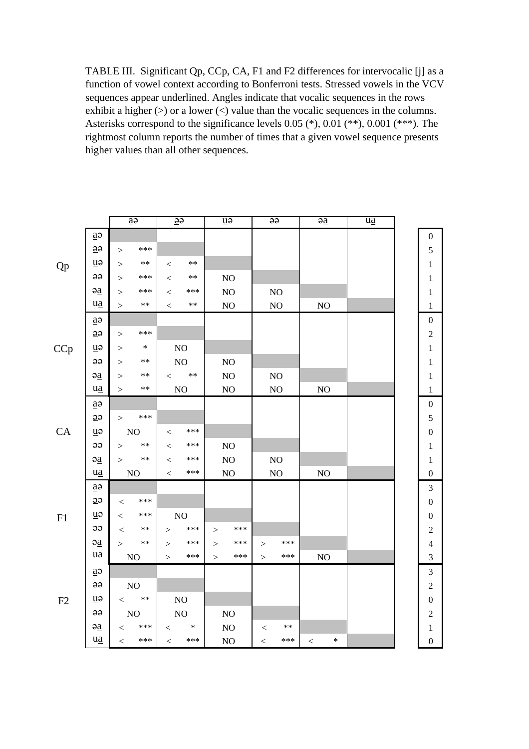TABLE III. Significant Qp, CCp, CA, F1 and F2 differences for intervocalic [j] as a function of vowel context according to Bonferroni tests. Stressed vowels in the VCV sequences appear underlined. Angles indicate that vocalic sequences in the rows exhibit a higher (>) or a lower (<) value than the vocalic sequences in the columns. Asterisks correspond to the significance levels 0.05 (*), 0.01 (**), 0.001 (***). The rightmost column reports the number of times that a given vowel sequence presents higher values than all other sequences.

| | | <u>a</u>ə | <u>ə</u>ə | <u>u</u>ə | əə | ə<u>a</u> | u<u>a</u> | |
|---|---|---|---|---|---|---|---|---|
| Qp | <u>a</u>ə | | | | | | | 0 |
| | <u>ə</u>ə | > *** | | | | | | 5 |
| | <u>u</u>ə | > ** | < ** | | | | | 1 |
| | əə | > *** | < ** | NO | | | | 1 |
| | ə<u>a</u> | > *** | < *** | NO | NO | | | 1 |
| | u<u>a</u> | > ** | < ** | NO | NO | NO | | 1 |
| CCp | <u>a</u>ə | | | | | | | 0 |
| | <u>ə</u>ə | > *** | | | | | | 2 |
| | <u>u</u>ə | > * | NO | | | | | 1 |
| | əə | > ** | NO | NO | | | | 1 |
| | ə<u>a</u> | > ** | < ** | NO | NO | | | 1 |
| | u<u>a</u> | > ** | NO | NO | NO | NO | | 1 |
| CA | <u>a</u>ə | | | | | | | 0 |
| | <u>ə</u>ə | > *** | | | | | | 5 |
| | <u>u</u>ə | NO | < *** | | | | | 0 |
| | əə | > ** | < *** | NO | | | | 1 |
| | ə<u>a</u> | > ** | < *** | NO | NO | | | 1 |
| | u<u>a</u> | NO | < *** | NO | NO | NO | | 0 |
| F1 | <u>a</u>ə | | | | | | | 3 |
| | <u>ə</u>ə | < *** | | | | | | 0 |
| | <u>u</u>ə | < *** | NO | | | | | 0 |
| | əə | < ** | > *** | > *** | | | | 2 |
| | ə<u>a</u> | > ** | > *** | > *** | > *** | | | 4 |
| | u<u>a</u> | NO | > *** | > *** | > *** | NO | | 3 |
| F2 | <u>a</u>ə | | | | | | | 3 |
| | <u>ə</u>ə | NO | | | | | | 2 |
| | <u>u</u>ə | < ** | NO | | | | | 0 |
| | əə | NO | NO | NO | | | | 2 |
| | ə<u>a</u> | < *** | < * | NO | < ** | | | 1 |
| | u<u>a</u> | < *** | < *** | NO | < *** | < * | | 0 |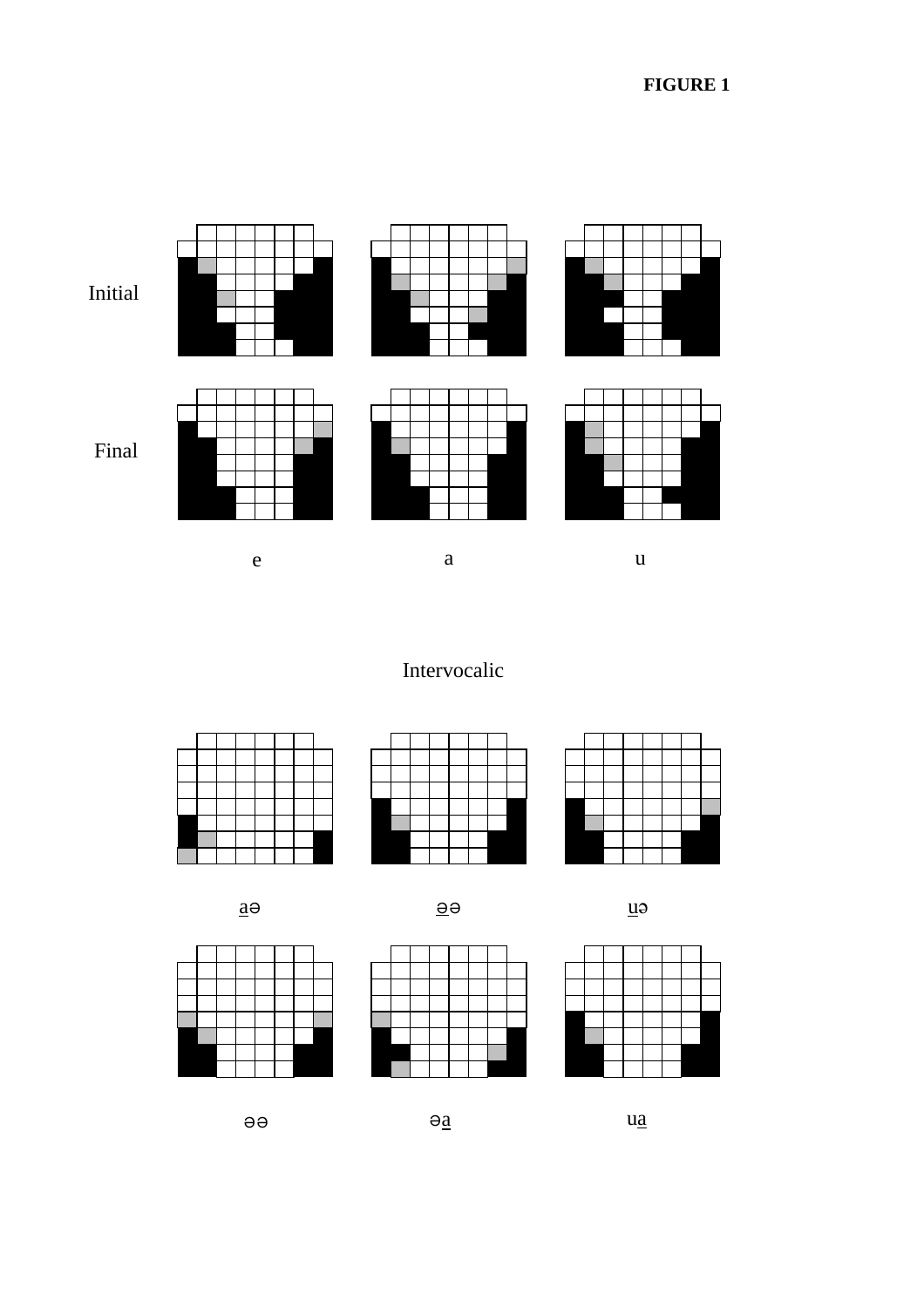**FIGURE 1**

Initial

Final

e a u

Intervocalic

a̲ə ə̲ə u̲ə

əə əa̲ ua̲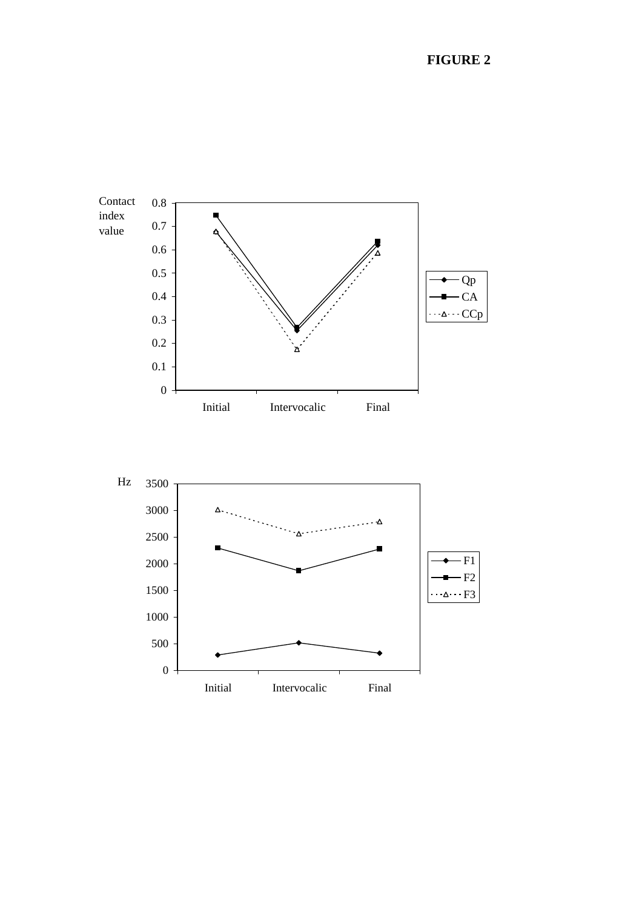**FIGURE 2**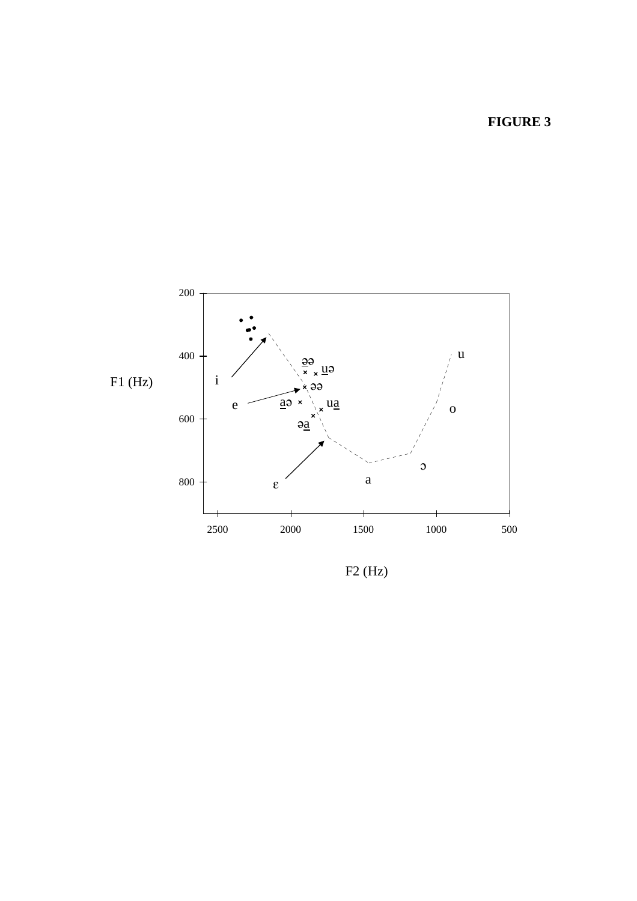**FIGURE 3**

F1 (Hz)

F2 (Hz)

200
400
600
800

2500 2000 1500 1000 500

i
e
ɛ
u
o
ɔ
a

ə̲ə u̲ə
əə
a̲ə ua̲
əa̲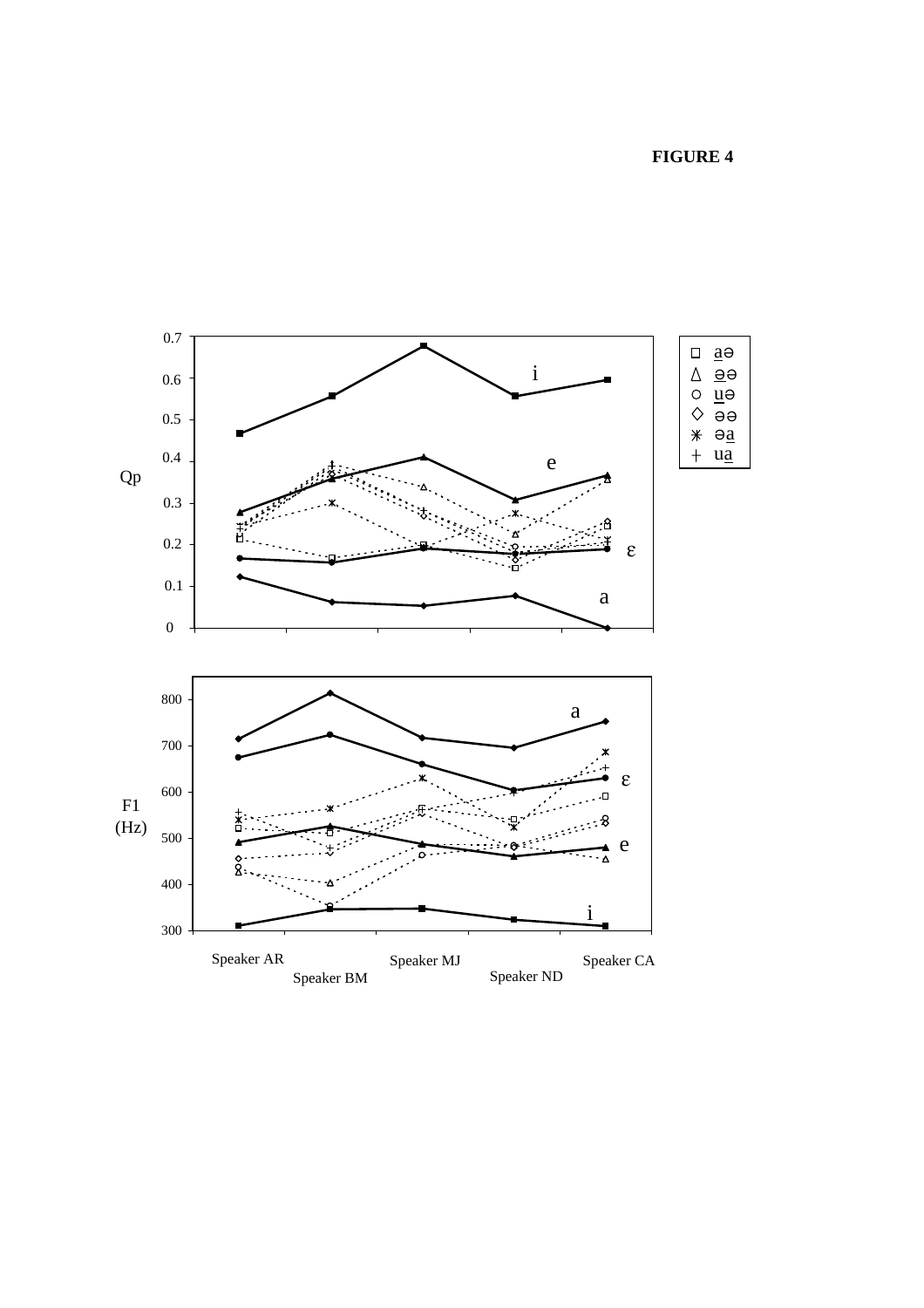**FIGURE 4**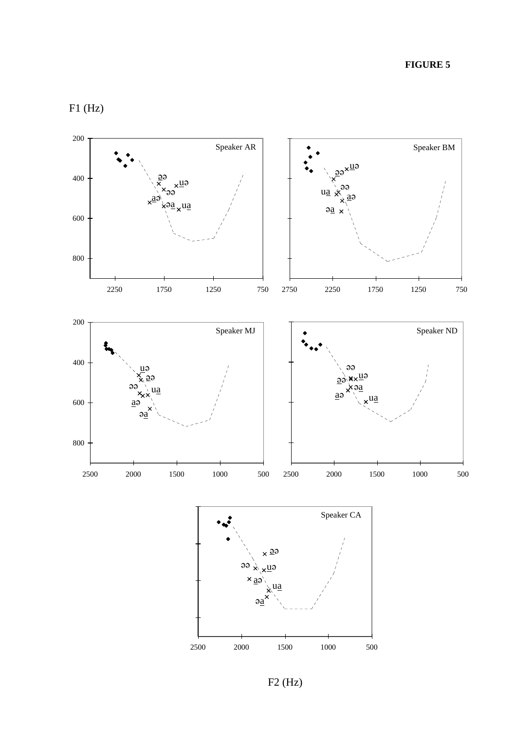**FIGURE 5**

F1 (Hz)

F2 (Hz)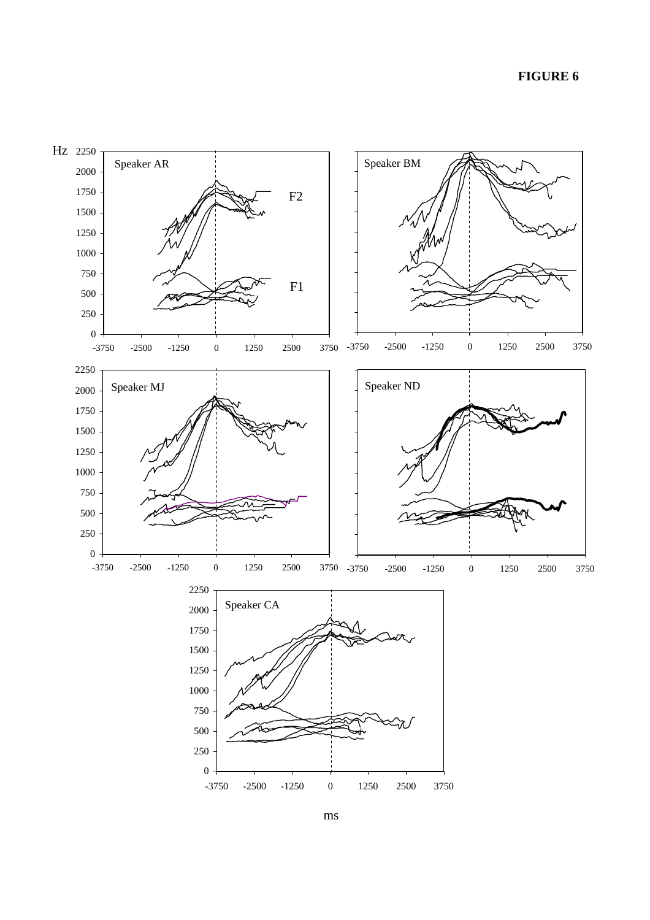**FIGURE 6**

Hz

Speaker AR

F2

F1

2250
2000
1750
1500
1250
1000
750
500
250
0

-3750 -2500 -1250 0 1250 2500 3750

Speaker BM

-3750 -2500 -1250 0 1250 2500 3750

Speaker MJ

2250
2000
1750
1500
1250
1000
750
500
250
0

-3750 -2500 -1250 0 1250 2500 3750

Speaker ND

-3750 -2500 -1250 0 1250 2500 3750

Speaker CA

2250
2000
1750
1500
1250
1000
750
500
250
0

-3750 -2500 -1250 0 1250 2500 3750

ms